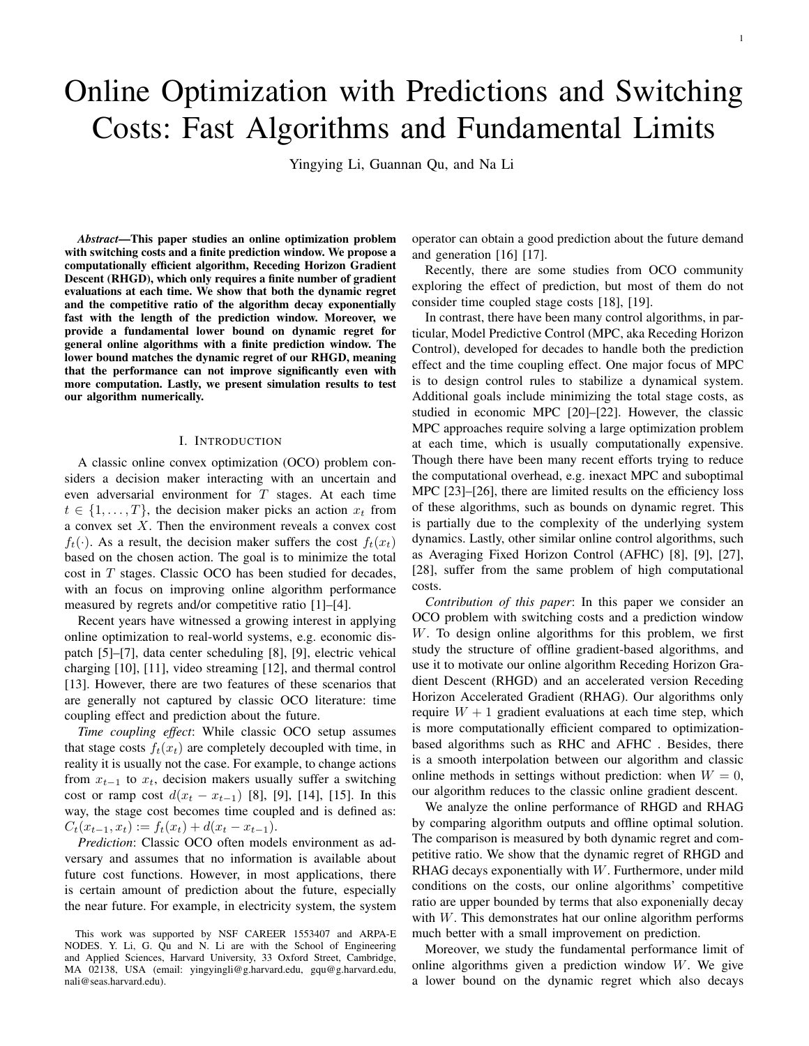# Online Optimization with Predictions and Switching Costs: Fast Algorithms and Fundamental Limits

Yingying Li, Guannan Qu, and Na Li

***Abstract*—This paper studies an online optimization problem with switching costs and a finite prediction window. We propose a computationally efficient algorithm, Receding Horizon Gradient Descent (RHGD), which only requires a finite number of gradient evaluations at each time. We show that both the dynamic regret and the competitive ratio of the algorithm decay exponentially fast with the length of the prediction window. Moreover, we provide a fundamental lower bound on dynamic regret for general online algorithms with a finite prediction window. The lower bound matches the dynamic regret of our RHGD, meaning that the performance can not improve significantly even with more computation. Lastly, we present simulation results to test our algorithm numerically.**

## I. Introduction

A classic online convex optimization (OCO) problem considers a decision maker interacting with an uncertain and even adversarial environment for $T$ stages. At each time $t \in \{1, \ldots, T\}$, the decision maker picks an action $x_t$ from a convex set $X$. Then the environment reveals a convex cost $f_t(\cdot)$. As a result, the decision maker suffers the cost $f_t(x_t)$ based on the chosen action. The goal is to minimize the total cost in $T$ stages. Classic OCO has been studied for decades, with an focus on improving online algorithm performance measured by regrets and/or competitive ratio [1]–[4].

Recent years have witnessed a growing interest in applying online optimization to real-world systems, e.g. economic dispatch [5]–[7], data center scheduling [8], [9], electric vehical charging [10], [11], video streaming [12], and thermal control [13]. However, there are two features of these scenarios that are generally not captured by classic OCO literature: time coupling effect and prediction about the future.

*Time coupling effect*: While classic OCO setup assumes that stage costs $f_t(x_t)$ are completely decoupled with time, in reality it is usually not the case. For example, to change actions from $x_{t-1}$ to $x_t$, decision makers usually suffer a switching cost or ramp cost $d(x_t - x_{t-1})$ [8], [9], [14], [15]. In this way, the stage cost becomes time coupled and is defined as: $C_t(x_{t-1}, x_t) := f_t(x_t) + d(x_t - x_{t-1})$.

*Prediction*: Classic OCO often models environment as adversary and assumes that no information is available about future cost functions. However, in most applications, there is certain amount of prediction about the future, especially the near future. For example, in electricity system, the system operator can obtain a good prediction about the future demand and generation [16] [17].

Recently, there are some studies from OCO community exploring the effect of prediction, but most of them do not consider time coupled stage costs [18], [19].

In contrast, there have been many control algorithms, in particular, Model Predictive Control (MPC, aka Receding Horizon Control), developed for decades to handle both the prediction effect and the time coupling effect. One major focus of MPC is to design control rules to stabilize a dynamical system. Additional goals include minimizing the total stage costs, as studied in economic MPC [20]–[22]. However, the classic MPC approaches require solving a large optimization problem at each time, which is usually computationally expensive. Though there have been many recent efforts trying to reduce the computational overhead, e.g. inexact MPC and suboptimal MPC [23]–[26], there are limited results on the efficiency loss of these algorithms, such as bounds on dynamic regret. This is partially due to the complexity of the underlying system dynamics. Lastly, other similar online control algorithms, such as Averaging Fixed Horizon Control (AFHC) [8], [9], [27], [28], suffer from the same problem of high computational costs.

*Contribution of this paper*: In this paper we consider an OCO problem with switching costs and a prediction window $W$. To design online algorithms for this problem, we first study the structure of offline gradient-based algorithms, and use it to motivate our online algorithm Receding Horizon Gradient Descent (RHGD) and an accelerated version Receding Horizon Accelerated Gradient (RHAG). Our algorithms only require $W + 1$ gradient evaluations at each time step, which is more computationally efficient compared to optimization-based algorithms such as RHC and AFHC . Besides, there is a smooth interpolation between our algorithm and classic online methods in settings without prediction: when $W = 0$, our algorithm reduces to the classic online gradient descent.

We analyze the online performance of RHGD and RHAG by comparing algorithm outputs and offline optimal solution. The comparison is measured by both dynamic regret and competitive ratio. We show that the dynamic regret of RHGD and RHAG decays exponentially with $W$. Furthermore, under mild conditions on the costs, our online algorithms' competitive ratio are upper bounded by terms that also exponenially decay with $W$. This demonstrates hat our online algorithm performs much better with a small improvement on prediction.

Moreover, we study the fundamental performance limit of online algorithms given a prediction window $W$. We give a lower bound on the dynamic regret which also decays

This work was supported by NSF CAREER 1553407 and ARPA-E NODES. Y. Li, G. Qu and N. Li are with the School of Engineering and Applied Sciences, Harvard University, 33 Oxford Street, Cambridge, MA 02138, USA (email: yingyingli@g.harvard.edu, gqu@g.harvard.edu, nali@seas.harvard.edu).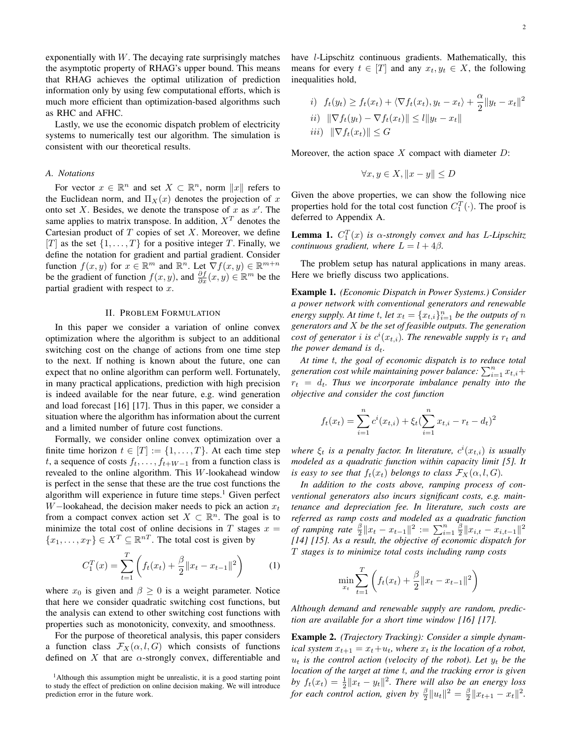exponentially with $W$. The decaying rate surprisingly matches the asymptotic property of RHAG's upper bound. This means that RHAG achieves the optimal utilization of prediction information only by using few computational efforts, which is much more efficient than optimization-based algorithms such as RHC and AFHC.

Lastly, we use the economic dispatch problem of electricity systems to numerically test our algorithm. The simulation is consistent with our theoretical results.

### A. Notations

For vector $x \in \mathbb{R}^n$ and set $X \subset \mathbb{R}^n$, norm $\|x\|$ refers to the Euclidean norm, and $\Pi_X(x)$ denotes the projection of $x$ onto set $X$. Besides, we denote the transpose of $x$ as $x'$. The same applies to matrix transpose. In addition, $X^T$ denotes the Cartesian product of $T$ copies of set $X$. Moreover, we define $[T]$ as the set $\{1, \ldots, T\}$ for a positive integer $T$. Finally, we define the notation for gradient and partial gradient. Consider function $f(x, y)$ for $x \in \mathbb{R}^m$ and $\mathbb{R}^n$. Let $\nabla f(x, y) \in \mathbb{R}^{m+n}$ be the gradient of function $f(x, y)$, and $\frac{\partial f}{\partial x}(x, y) \in \mathbb{R}^m$ be the partial gradient with respect to $x$.

## II. Problem Formulation

In this paper we consider a variation of online convex optimization where the algorithm is subject to an additional switching cost on the change of actions from one time step to the next. If nothing is known about the future, one can expect that no online algorithm can perform well. Fortunately, in many practical applications, prediction with high precision is indeed available for the near future, e.g. wind generation and load forecast [16] [17]. Thus in this paper, we consider a situation where the algorithm has information about the current and a limited number of future cost functions.

Formally, we consider online convex optimization over a finite time horizon $t \in [T] := \{1, \ldots, T\}$. At each time step $t$, a sequence of costs $f_t, \ldots, f_{t+W-1}$ from a function class is revealed to the online algorithm. This $W$-lookahead window is perfect in the sense that these are the true cost functions the algorithm will experience in future time steps.[1] Given perfect $W-$lookahead, the decision maker needs to pick an action $x_t$ from a compact convex action set $X \subset \mathbb{R}^n$. The goal is to minimize the total cost of online decisions in $T$ stages $x = \{x_1, \ldots, x_T\} \in X^T \subseteq \mathbb{R}^{nT}$. The total cost is given by

$$C_1^T(x) = \sum_{t=1}^{T} \left( f_t(x_t) + \frac{\beta}{2} \|x_t - x_{t-1}\|^2 \right) \tag{1}$$

where $x_0$ is given and $\beta \geq 0$ is a weight parameter. Notice that here we consider quadratic switching cost functions, but the analysis can extend to other switching cost functions with properties such as monotonicity, convexity, and smoothness.

For the purpose of theoretical analysis, this paper considers a function class $\mathcal{F}_X(\alpha, l, G)$ which consists of functions defined on $X$ that are $\alpha$-strongly convex, differentiable and have $l$-Lipschitz continuous gradients. Mathematically, this means for every $t \in [T]$ and any $x_t, y_t \in X$, the following inequalities hold,

$$
\begin{aligned}
&i) \;\; f_t(y_t) \geq f_t(x_t) + \langle \nabla f_t(x_t), y_t - x_t \rangle + \frac{\alpha}{2}\|y_t - x_t\|^2 \\
&ii) \;\; \|\nabla f_t(y_t) - \nabla f_t(x_t)\| \leq l\|y_t - x_t\| \\
&iii) \;\; \|\nabla f_t(x_t)\| \leq G
\end{aligned}
$$

Moreover, the action space $X$ compact with diameter $D$:

$$\forall x, y \in X, \|x - y\| \leq D$$

Given the above properties, we can show the following nice properties hold for the total cost function $C_1^T(\cdot)$. The proof is deferred to Appendix A.

**Lemma 1.** *$C_1^T(x)$ is $\alpha$-strongly convex and has $L$-Lipschitz continuous gradient, where $L = l + 4\beta$.*

The problem setup has natural applications in many areas. Here we briefly discuss two applications.

**Example 1.** *(Economic Dispatch in Power Systems.) Consider a power network with conventional generators and renewable energy supply. At time $t$, let $x_t = \{x_{t,i}\}_{i=1}^n$ be the outputs of $n$ generators and $X$ be the set of feasible outputs. The generation cost of generator $i$ is $c^i(x_{t,i})$. The renewable supply is $r_t$ and the power demand is $d_t$.*

*At time $t$, the goal of economic dispatch is to reduce total generation cost while maintaining power balance: $\sum_{i=1}^n x_{t,i} + r_t = d_t$. Thus we incorporate imbalance penalty into the objective and consider the cost function*

$$f_t(x_t) = \sum_{i=1}^{n} c^i(x_{t,i}) + \xi_t\Big(\sum_{i=1}^{n} x_{t,i} - r_t - d_t\Big)^2$$

*where $\xi_t$ is a penalty factor. In literature, $c^i(x_{t,i})$ is usually modeled as a quadratic function within capacity limit [5]. It is easy to see that $f_t(x_t)$ belongs to class $\mathcal{F}_X(\alpha, l, G)$.*

*In addition to the costs above, ramping process of conventional generators also incurs significant costs, e.g. maintenance and depreciation fee. In literature, such costs are referred as ramp costs and modeled as a quadratic function of ramping rate $\frac{\beta}{2}\|x_t - x_{t-1}\|^2 := \sum_{i=1}^n \frac{\beta}{2}\|x_{i,t} - x_{i,t-1}\|^2$ [14] [15]. As a result, the objective of economic dispatch for $T$ stages is to minimize total costs including ramp costs*

$$\min_{x_t} \sum_{t=1}^{T} \left( f_t(x_t) + \frac{\beta}{2}\|x_t - x_{t-1}\|^2 \right)$$

*Although demand and renewable supply are random, prediction are available for a short time window [16] [17].*

**Example 2.** *(Trajectory Tracking): Consider a simple dynamical system $x_{t+1} = x_t + u_t$, where $x_t$ is the location of a robot, $u_t$ is the control action (velocity of the robot). Let $y_t$ be the location of the target at time $t$, and the tracking error is given by $f_t(x_t) = \frac{1}{2}\|x_t - y_t\|^2$. There will also be an energy loss for each control action, given by $\frac{\beta}{2}\|u_t\|^2 = \frac{\beta}{2}\|x_{t+1} - x_t\|^2$.*

[1] Although this assumption might be unrealistic, it is a good starting point to study the effect of prediction on online decision making. We will introduce prediction error in the future work.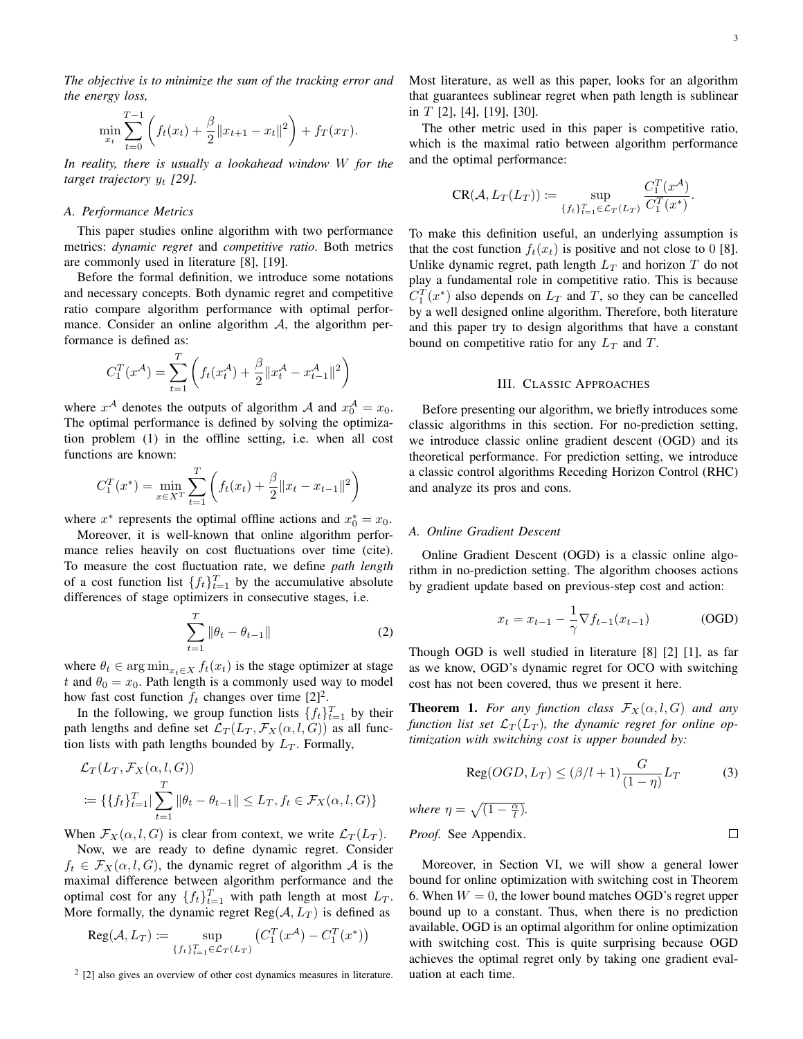*The objective is to minimize the sum of the tracking error and the energy loss,*

$$\min_{x_t} \sum_{t=0}^{T-1} \left( f_t(x_t) + \frac{\beta}{2}\|x_{t+1} - x_t\|^2 \right) + f_T(x_T).$$

*In reality, there is usually a lookahead window $W$ for the target trajectory $y_t$ [29].*

### A. Performance Metrics

This paper studies online algorithm with two performance metrics: *dynamic regret* and *competitive ratio*. Both metrics are commonly used in literature [8], [19].

Before the formal definition, we introduce some notations and necessary concepts. Both dynamic regret and competitive ratio compare algorithm performance with optimal performance. Consider an online algorithm $\mathcal{A}$, the algorithm performance is defined as:

$$C_1^T(x^{\mathcal{A}}) = \sum_{t=1}^{T} \left( f_t(x_t^{\mathcal{A}}) + \frac{\beta}{2}\|x_t^{\mathcal{A}} - x_{t-1}^{\mathcal{A}}\|^2 \right)$$

where $x^{\mathcal{A}}$ denotes the outputs of algorithm $\mathcal{A}$ and $x_0^{\mathcal{A}} = x_0$. The optimal performance is defined by solving the optimization problem (1) in the offline setting, i.e. when all cost functions are known:

$$C_1^T(x^*) = \min_{x \in X^T} \sum_{t=1}^{T} \left( f_t(x_t) + \frac{\beta}{2}\|x_t - x_{t-1}\|^2 \right)$$

where $x^*$ represents the optimal offline actions and $x_0^* = x_0$.

Moreover, it is well-known that online algorithm performance relies heavily on cost fluctuations over time (cite). To measure the cost fluctuation rate, we define *path length* of a cost function list $\{f_t\}_{t=1}^T$ by the accumulative absolute differences of stage optimizers in consecutive stages, i.e.

$$\sum_{t=1}^{T} \|\theta_t - \theta_{t-1}\| \tag{2}$$

where $\theta_t \in \arg\min_{x_t \in X} f_t(x_t)$ is the stage optimizer at stage $t$ and $\theta_0 = x_0$. Path length is a commonly used way to model how fast cost function $f_t$ changes over time [2][2].

In the following, we group function lists $\{f_t\}_{t=1}^T$ by their path lengths and define set $\mathcal{L}_T(L_T, \mathcal{F}_X(\alpha, l, G))$ as all function lists with path lengths bounded by $L_T$. Formally,

$$\begin{aligned}
&\mathcal{L}_T(L_T, \mathcal{F}_X(\alpha, l, G)) \\
&:= \{\{f_t\}_{t=1}^T | \sum_{t=1}^{T} \|\theta_t - \theta_{t-1}\| \leq L_T, f_t \in \mathcal{F}_X(\alpha, l, G)\}
\end{aligned}$$

When $\mathcal{F}_X(\alpha, l, G)$ is clear from context, we write $\mathcal{L}_T(L_T)$.

Now, we are ready to define dynamic regret. Consider $f_t \in \mathcal{F}_X(\alpha, l, G)$, the dynamic regret of algorithm $\mathcal{A}$ is the maximal difference between algorithm performance and the optimal cost for any $\{f_t\}_{t=1}^T$ with path length at most $L_T$. More formally, the dynamic regret $\text{Reg}(\mathcal{A}, L_T)$ is defined as

$$\text{Reg}(\mathcal{A}, L_T) := \sup_{\{f_t\}_{t=1}^T \in \mathcal{L}_T(L_T)} \left( C_1^T(x^{\mathcal{A}}) - C_1^T(x^*) \right)$$

Most literature, as well as this paper, looks for an algorithm that guarantees sublinear regret when path length is sublinear in $T$ [2], [4], [19], [30].

The other metric used in this paper is competitive ratio, which is the maximal ratio between algorithm performance and the optimal performance:

$$\text{CR}(\mathcal{A}, L_T(L_T)) := \sup_{\{f_t\}_{t=1}^T \in \mathcal{L}_T(L_T)} \frac{C_1^T(x^{\mathcal{A}})}{C_1^T(x^*)}.$$

To make this definition useful, an underlying assumption is that the cost function $f_t(x_t)$ is positive and not close to 0 [8]. Unlike dynamic regret, path length $L_T$ and horizon $T$ do not play a fundamental role in competitive ratio. This is because $C_1^T(x^*)$ also depends on $L_T$ and $T$, so they can be cancelled by a well designed online algorithm. Therefore, both literature and this paper try to design algorithms that have a constant bound on competitive ratio for any $L_T$ and $T$.

## III. Classic Approaches

Before presenting our algorithm, we briefly introduces some classic algorithms in this section. For no-prediction setting, we introduce classic online gradient descent (OGD) and its theoretical performance. For prediction setting, we introduce a classic control algorithms Receding Horizon Control (RHC) and analyze its pros and cons.

### A. Online Gradient Descent

Online Gradient Descent (OGD) is a classic online algorithm in no-prediction setting. The algorithm chooses actions by gradient update based on previous-step cost and action:

$$x_t = x_{t-1} - \frac{1}{\gamma}\nabla f_{t-1}(x_{t-1}) \tag{OGD}$$

Though OGD is well studied in literature [8] [2] [1], as far as we know, OGD's dynamic regret for OCO with switching cost has not been covered, thus we present it here.

**Theorem 1.** *For any function class $\mathcal{F}_X(\alpha, l, G)$ and any function list set $\mathcal{L}_T(L_T)$, the dynamic regret for online optimization with switching cost is upper bounded by:*

$$\text{Reg}(OGD, L_T) \leq (\beta/l + 1)\frac{G}{(1-\eta)}L_T \tag{3}$$

*where $\eta = \sqrt{(1 - \frac{\alpha}{l})}$.*

*Proof.* See Appendix. ∎

Moreover, in Section VI, we will show a general lower bound for online optimization with switching cost in Theorem 6. When $W = 0$, the lower bound matches OGD's regret upper bound up to a constant. Thus, when there is no prediction available, OGD is an optimal algorithm for online optimization with switching cost. This is quite surprising because OGD achieves the optimal regret only by taking one gradient evaluation at each time.

[2] [2] also gives an overview of other cost dynamics measures in literature.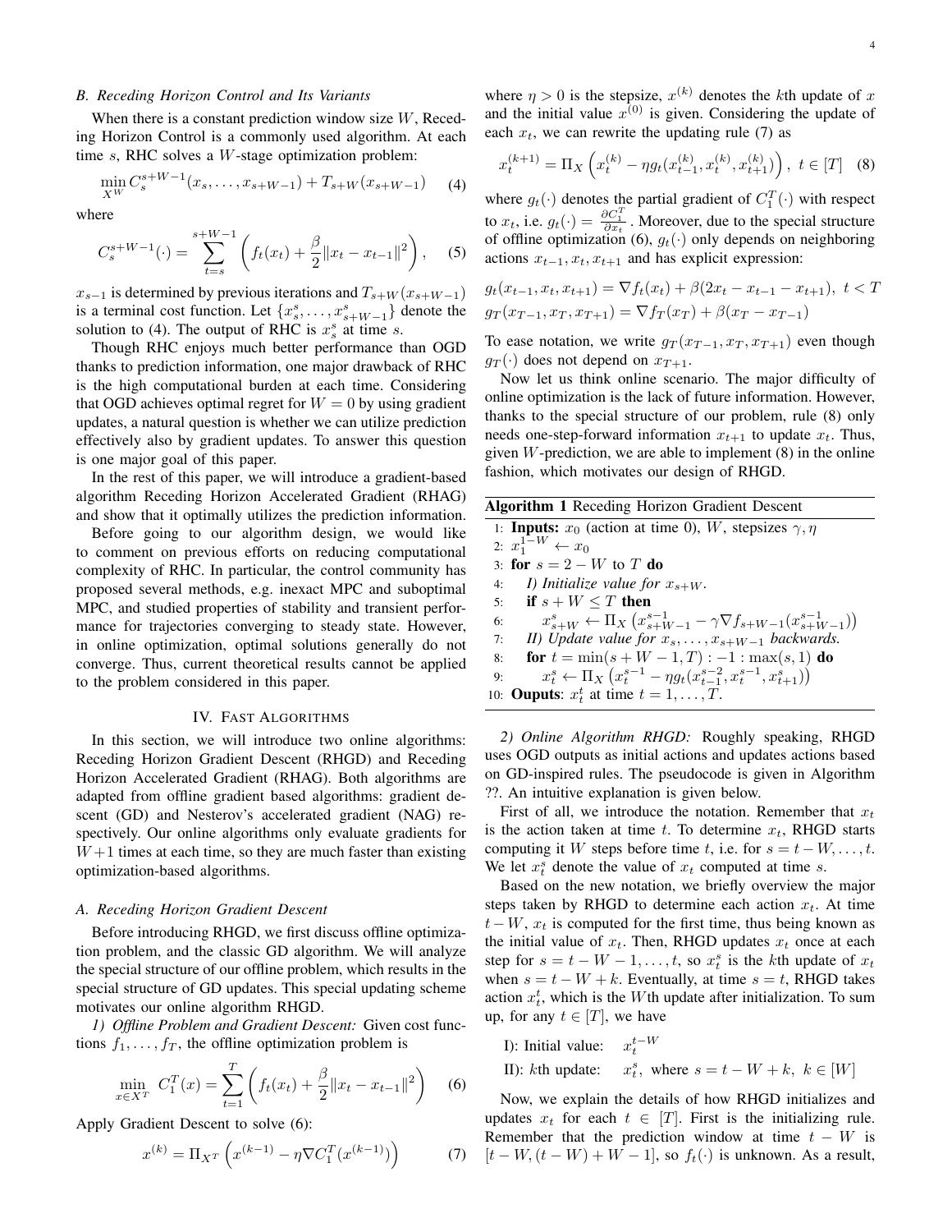### B. Receding Horizon Control and Its Variants

When there is a constant prediction window size $W$, Receding Horizon Control is a commonly used algorithm. At each time $s$, RHC solves a $W$-stage optimization problem:

$$\min_{X^W} C_s^{s+W-1}(x_s, \ldots, x_{s+W-1}) + T_{s+W}(x_{s+W-1}) \tag{4}$$

where

$$C_s^{s+W-1}(\cdot) = \sum_{t=s}^{s+W-1} \left( f_t(x_t) + \frac{\beta}{2}\|x_t - x_{t-1}\|^2 \right), \tag{5}$$

$x_{s-1}$ is determined by previous iterations and $T_{s+W}(x_{s+W-1})$ is a terminal cost function. Let $\{x_s^s, \ldots, x_{s+W-1}^s\}$ denote the solution to (4). The output of RHC is $x_s^s$ at time $s$.

Though RHC enjoys much better performance than OGD thanks to prediction information, one major drawback of RHC is the high computational burden at each time. Considering that OGD achieves optimal regret for $W = 0$ by using gradient updates, a natural question is whether we can utilize prediction effectively also by gradient updates. To answer this question is one major goal of this paper.

In the rest of this paper, we will introduce a gradient-based algorithm Receding Horizon Accelerated Gradient (RHAG) and show that it optimally utilizes the prediction information.

Before going to our algorithm design, we would like to comment on previous efforts on reducing computational complexity of RHC. In particular, the control community has proposed several methods, e.g. inexact MPC and suboptimal MPC, and studied properties of stability and transient performance for trajectories converging to steady state. However, in online optimization, optimal solutions generally do not converge. Thus, current theoretical results cannot be applied to the problem considered in this paper.

## IV. Fast Algorithms

In this section, we will introduce two online algorithms: Receding Horizon Gradient Descent (RHGD) and Receding Horizon Accelerated Gradient (RHAG). Both algorithms are adapted from offline gradient based algorithms: gradient descent (GD) and Nesterov's accelerated gradient (NAG) respectively. Our online algorithms only evaluate gradients for $W+1$ times at each time, so they are much faster than existing optimization-based algorithms.

### A. Receding Horizon Gradient Descent

Before introducing RHGD, we first discuss offline optimization problem, and the classic GD algorithm. We will analyze the special structure of our offline problem, which results in the special structure of GD updates. This special updating scheme motivates our online algorithm RHGD.

*1) Offline Problem and Gradient Descent:* Given cost functions $f_1, \ldots, f_T$, the offline optimization problem is

$$\min_{x \in X^T} \; C_1^T(x) = \sum_{t=1}^{T} \left( f_t(x_t) + \frac{\beta}{2}\|x_t - x_{t-1}\|^2 \right) \tag{6}$$

Apply Gradient Descent to solve (6):

$$x^{(k)} = \Pi_{X^T}\left( x^{(k-1)} - \eta \nabla C_1^T(x^{(k-1)}) \right) \tag{7}$$

where $\eta > 0$ is the stepsize, $x^{(k)}$ denotes the $k$th update of $x$ and the initial value $x^{(0)}$ is given. Considering the update of each $x_t$, we can rewrite the updating rule (7) as

$$x_t^{(k+1)} = \Pi_X\left( x_t^{(k)} - \eta g_t(x_{t-1}^{(k)}, x_t^{(k)}, x_{t+1}^{(k)}) \right), \; t \in [T] \tag{8}$$

where $g_t(\cdot)$ denotes the partial gradient of $C_1^T(\cdot)$ with respect to $x_t$, i.e. $g_t(\cdot) = \frac{\partial C_1^T}{\partial x_t}$. Moreover, due to the special structure of offline optimization (6), $g_t(\cdot)$ only depends on neighboring actions $x_{t-1}, x_t, x_{t+1}$ and has explicit expression:

$$g_t(x_{t-1}, x_t, x_{t+1}) = \nabla f_t(x_t) + \beta(2x_t - x_{t-1} - x_{t+1}), \; t < T$$
$$g_T(x_{T-1}, x_T, x_{T+1}) = \nabla f_T(x_T) + \beta(x_T - x_{T-1})$$

To ease notation, we write $g_T(x_{T-1}, x_T, x_{T+1})$ even though $g_T(\cdot)$ does not depend on $x_{T+1}$.

Now let us think online scenario. The major difficulty of online optimization is the lack of future information. However, thanks to the special structure of our problem, rule (8) only needs one-step-forward information $x_{t+1}$ to update $x_t$. Thus, given $W$-prediction, we are able to implement (8) in the online fashion, which motivates our design of RHGD.

**Algorithm 1** Receding Horizon Gradient Descent

```
1: Inputs: x_0 (action at time 0), W, stepsizes γ, η
2: x_1^{1-W} ← x_0
3: for s = 2 − W to T do
4:   I) Initialize value for x_{s+W}.
5:   if s + W ≤ T then
6:     x_{s+W}^s ← Π_X ( x_{s+W-1}^{s-1} − γ∇f_{s+W-1}(x_{s+W-1}^{s-1}) )
7:   II) Update value for x_s, ..., x_{s+W-1} backwards.
8:   for t = min(s + W − 1, T) : −1 : max(s, 1) do
9:     x_t^s ← Π_X ( x_t^{s-1} − η g_t(x_{t-1}^{s-2}, x_t^{s-1}, x_{t+1}^s) )
10: Ouputs: x_t^t at time t = 1, ..., T.
```

*2) Online Algorithm RHGD:* Roughly speaking, RHGD uses OGD outputs as initial actions and updates actions based on GD-inspired rules. The pseudocode is given in Algorithm ??. An intuitive explanation is given below.

First of all, we introduce the notation. Remember that $x_t$ is the action taken at time $t$. To determine $x_t$, RHGD starts computing it $W$ steps before time $t$, i.e. for $s = t - W, \ldots, t$. We let $x_t^s$ denote the value of $x_t$ computed at time $s$.

Based on the new notation, we briefly overview the major steps taken by RHGD to determine each action $x_t$. At time $t - W$, $x_t$ is computed for the first time, thus being known as the initial value of $x_t$. Then, RHGD updates $x_t$ once at each step for $s = t - W - 1, \ldots, t$, so $x_t^s$ is the $k$th update of $x_t$ when $s = t - W + k$. Eventually, at time $s = t$, RHGD takes action $x_t^t$, which is the $W$th update after initialization. To sum up, for any $t \in [T]$, we have

I): Initial value: $\quad x_t^{t-W}$

II): $k$th update: $\quad x_t^s$, where $s = t - W + k$, $k \in [W]$

Now, we explain the details of how RHGD initializes and updates $x_t$ for each $t \in [T]$. First is the initializing rule. Remember that the prediction window at time $t - W$ is $[t - W, (t - W) + W - 1]$, so $f_t(\cdot)$ is unknown. As a result,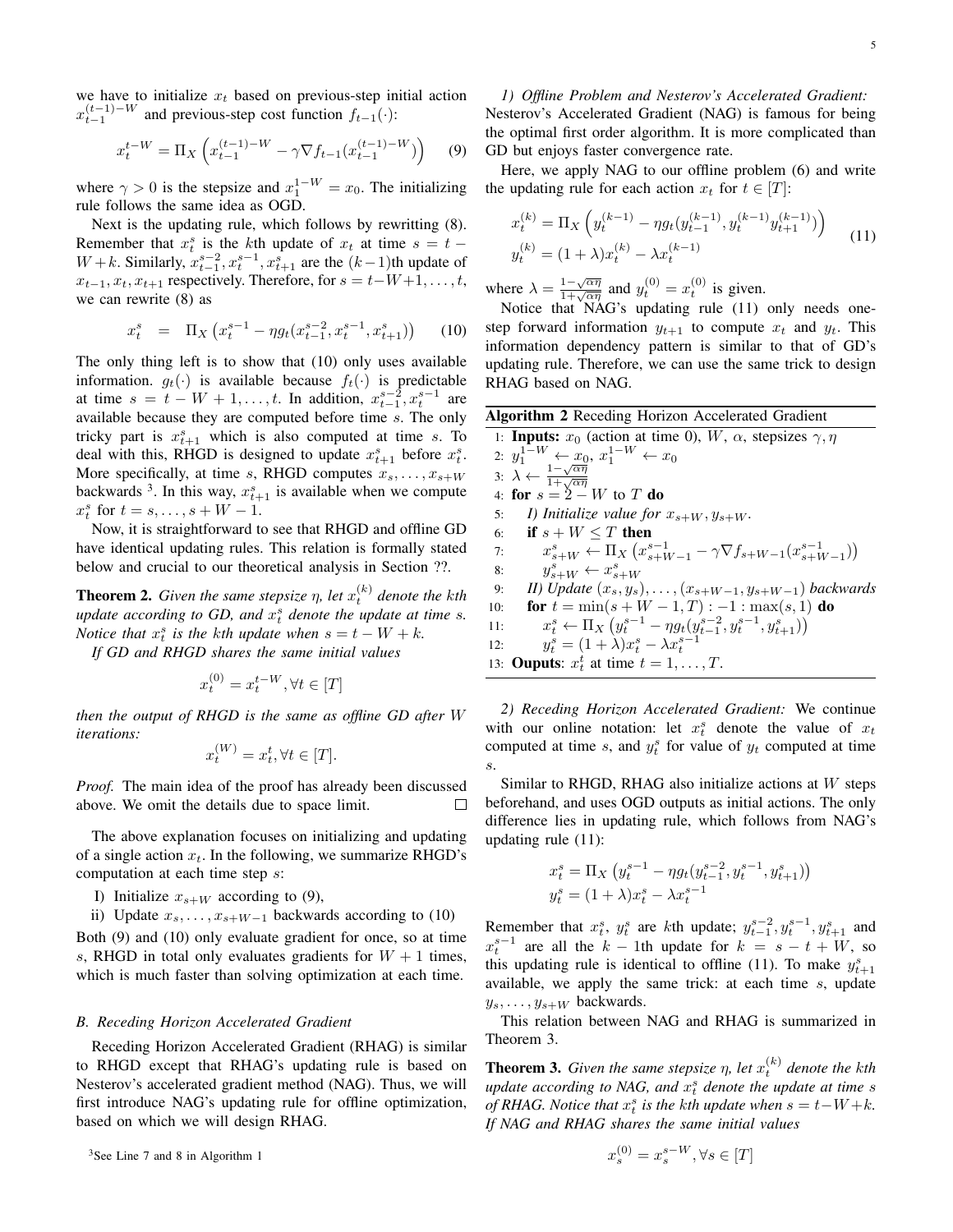we have to initialize $x_t$ based on previous-step initial action $x_{t-1}^{(t-1)-W}$ and previous-step cost function $f_{t-1}(\cdot)$:

$$x_t^{t-W} = \Pi_X \left( x_{t-1}^{(t-1)-W} - \gamma \nabla f_{t-1}(x_{t-1}^{(t-1)-W}) \right) \quad (9)$$

where $\gamma > 0$ is the stepsize and $x_1^{1-W} = x_0$. The initializing rule follows the same idea as OGD.

Next is the updating rule, which follows by rewritting (8). Remember that $x_t^s$ is the $k$th update of $x_t$ at time $s = t - W + k$. Similarly, $x_{t-1}^{s-2}, x_t^{s-1}, x_{t+1}^s$ are the $(k-1)$th update of $x_{t-1}, x_t, x_{t+1}$ respectively. Therefore, for $s = t - W + 1, \ldots, t$, we can rewrite (8) as

$$x_t^s \;=\; \Pi_X \left( x_t^{s-1} - \eta g_t(x_{t-1}^{s-2}, x_t^{s-1}, x_{t+1}^s) \right) \quad (10)$$

The only thing left is to show that (10) only uses available information. $g_t(\cdot)$ is available because $f_t(\cdot)$ is predictable at time $s = t - W + 1, \ldots, t$. In addition, $x_{t-1}^{s-2}, x_t^{s-1}$ are available because they are computed before time $s$. The only tricky part is $x_{t+1}^s$ which is also computed at time $s$. To deal with this, RHGD is designed to update $x_{t+1}^s$ before $x_t^s$. More specifically, at time $s$, RHGD computes $x_s, \ldots, x_{s+W}$ backwards [3]. In this way, $x_{t+1}^s$ is available when we compute $x_t^s$ for $t = s, \ldots, s + W - 1$.

Now, it is straightforward to see that RHGD and offline GD have identical updating rules. This relation is formally stated below and crucial to our theoretical analysis in Section ??.

**Theorem 2.** *Given the same stepsize $\eta$, let $x_t^{(k)}$ denote the kth update according to GD, and $x_t^s$ denote the update at time $s$. Notice that $x_t^s$ is the $k$th update when $s = t - W + k$.*

*If GD and RHGD shares the same initial values*

$$x_t^{(0)} = x_t^{t-W}, \forall t \in [T]$$

*then the output of RHGD is the same as offline GD after $W$ iterations:*

$$x_t^{(W)} = x_t^t, \forall t \in [T].$$

*Proof.* The main idea of the proof has already been discussed above. We omit the details due to space limit. ∎

The above explanation focuses on initializing and updating of a single action $x_t$. In the following, we summarize RHGD's computation at each time step $s$:

I) Initialize $x_{s+W}$ according to (9),

ii) Update $x_s, \ldots, x_{s+W-1}$ backwards according to (10)

Both (9) and (10) only evaluate gradient for once, so at time $s$, RHGD in total only evaluates gradients for $W + 1$ times, which is much faster than solving optimization at each time.

### B. Receding Horizon Accelerated Gradient

Receding Horizon Accelerated Gradient (RHAG) is similar to RHGD except that RHAG's updating rule is based on Nesterov's accelerated gradient method (NAG). Thus, we will first introduce NAG's updating rule for offline optimization, based on which we will design RHAG.

*1) Offline Problem and Nesterov's Accelerated Gradient:* Nesterov's Accelerated Gradient (NAG) is famous for being the optimal first order algorithm. It is more complicated than GD but enjoys faster convergence rate.

Here, we apply NAG to our offline problem (6) and write the updating rule for each action $x_t$ for $t \in [T]$:

$$\begin{aligned} x_t^{(k)} &= \Pi_X \left( y_t^{(k-1)} - \eta g_t(y_{t-1}^{(k-1)}, y_t^{(k-1)} y_{t+1}^{(k-1)}) \right) \\ y_t^{(k)} &= (1+\lambda) x_t^{(k)} - \lambda x_t^{(k-1)} \end{aligned} \quad (11)$$

where $\lambda = \frac{1-\sqrt{\alpha\eta}}{1+\sqrt{\alpha\eta}}$ and $y_t^{(0)} = x_t^{(0)}$ is given.

Notice that NAG's updating rule (11) only needs one-step forward information $y_{t+1}$ to compute $x_t$ and $y_t$. This information dependency pattern is similar to that of GD's updating rule. Therefore, we can use the same trick to design RHAG based on NAG.

**Algorithm 2** Receding Horizon Accelerated Gradient

1: **Inputs:** $x_0$ (action at time 0), $W$, $\alpha$, stepsizes $\gamma, \eta$
2: $y_1^{1-W} \leftarrow x_0$, $x_1^{1-W} \leftarrow x_0$
3: $\lambda \leftarrow \frac{1-\sqrt{\alpha\eta}}{1+\sqrt{\alpha\eta}}$
4: **for** $s = 2 - W$ to $T$ **do**
5: *I) Initialize value for $x_{s+W}, y_{s+W}$.*
6: **if** $s + W \leq T$ **then**
7: $x_{s+W}^s \leftarrow \Pi_X \left( x_{s+W-1}^{s-1} - \gamma \nabla f_{s+W-1}(x_{s+W-1}^{s-1}) \right)$
8: $y_{s+W}^s \leftarrow x_{s+W}^s$
9: *II) Update $(x_s, y_s), \ldots, (x_{s+W-1}, y_{s+W-1})$ backwards*
10: **for** $t = \min(s + W - 1, T) : -1 : \max(s, 1)$ **do**
11: $x_t^s \leftarrow \Pi_X \left( y_t^{s-1} - \eta g_t(y_{t-1}^{s-2}, y_t^{s-1}, y_{t+1}^s) \right)$
12: $y_t^s = (1+\lambda) x_t^s - \lambda x_t^{s-1}$
13: **Ouputs**: $x_t^t$ at time $t = 1, \ldots, T$.

*2) Receding Horizon Accelerated Gradient:* We continue with our online notation: let $x_t^s$ denote the value of $x_t$ computed at time $s$, and $y_t^s$ for value of $y_t$ computed at time $s$.

Similar to RHGD, RHAG also initialize actions at $W$ steps beforehand, and uses OGD outputs as initial actions. The only difference lies in updating rule, which follows from NAG's updating rule (11):

$$\begin{aligned} x_t^s &= \Pi_X \left( y_t^{s-1} - \eta g_t(y_{t-1}^{s-2}, y_t^{s-1}, y_{t+1}^s) \right) \\ y_t^s &= (1+\lambda) x_t^s - \lambda x_t^{s-1} \end{aligned}$$

Remember that $x_t^s$, $y_t^s$ are $k$th update; $y_{t-1}^{s-2}, y_t^{s-1}, y_{t+1}^s$ and $x_t^{s-1}$ are all the $k-1$th update for $k = s - t + W$, so this updating rule is identical to offline (11). To make $y_{t+1}^s$ available, we apply the same trick: at each time $s$, update $y_s, \ldots, y_{s+W}$ backwards.

This relation between NAG and RHAG is summarized in Theorem 3.

**Theorem 3.** *Given the same stepsize $\eta$, let $x_t^{(k)}$ denote the kth update according to NAG, and $x_t^s$ denote the update at time $s$ of RHAG. Notice that $x_t^s$ is the $k$th update when $s = t - W + k$. If NAG and RHAG shares the same initial values*

$$x_s^{(0)} = x_s^{s-W}, \forall s \in [T]$$

[3] See Line 7 and 8 in Algorithm 1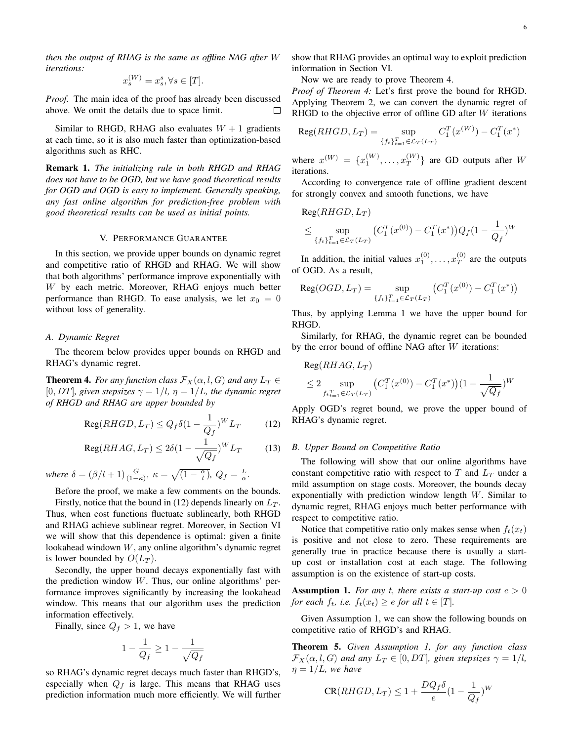*then the output of RHAG is the same as offline NAG after $W$ iterations:*

$$x_s^{(W)} = x_s^s, \forall s \in [T].$$

*Proof.* The main idea of the proof has already been discussed above. We omit the details due to space limit. □

Similar to RHGD, RHAG also evaluates $W+1$ gradients at each time, so it is also much faster than optimization-based algorithms such as RHC.

**Remark 1.** *The initializing rule in both RHGD and RHAG does not have to be OGD, but we have good theoretical results for OGD and OGD is easy to implement. Generally speaking, any fast online algorithm for prediction-free problem with good theoretical results can be used as initial points.*

## V. Performance Guarantee

In this section, we provide upper bounds on dynamic regret and competitive ratio of RHGD and RHAG. We will show that both algorithms' performance improve exponentially with $W$ by each metric. Moreover, RHAG enjoys much better performance than RHGD. To ease analysis, we let $x_0 = 0$ without loss of generality.

### A. Dynamic Regret

The theorem below provides upper bounds on RHGD and RHAG's dynamic regret.

**Theorem 4.** *For any function class $\mathcal{F}_X(\alpha, l, G)$ and any $L_T \in [0, DT]$, given stepsizes $\gamma = 1/l$, $\eta = 1/L$, the dynamic regret of RHGD and RHAG are upper bounded by*

$$\text{Reg}(RHGD, L_T) \le Q_f \delta (1 - \frac{1}{Q_f})^W L_T \tag{12}$$

$$\text{Reg}(RHAG, L_T) \le 2\delta (1 - \frac{1}{\sqrt{Q_f}})^W L_T \tag{13}$$

*where $\delta = (\beta/l + 1)\frac{G}{(1-\kappa)}$, $\kappa = \sqrt{(1 - \frac{\alpha}{l})}$, $Q_f = \frac{L}{\alpha}$.*

Before the proof, we make a few comments on the bounds.

Firstly, notice that the bound in (12) depends linearly on $L_T$. Thus, when cost functions fluctuate sublinearly, both RHGD and RHAG achieve sublinear regret. Moreover, in Section VI we will show that this dependence is optimal: given a finite lookahead windown $W$, any online algorithm's dynamic regret is lower bounded by $O(L_T)$.

Secondly, the upper bound decays exponentially fast with the prediction window $W$. Thus, our online algorithms' performance improves significantly by increasing the lookahead window. This means that our algorithm uses the prediction information effectively.

Finally, since $Q_f > 1$, we have

$$1 - \frac{1}{Q_f} \ge 1 - \frac{1}{\sqrt{Q_f}}$$

so RHAG's dynamic regret decays much faster than RHGD's, especially when $Q_f$ is large. This means that RHAG uses prediction information much more efficiently. We will further show that RHAG provides an optimal way to exploit prediction information in Section VI.

Now we are ready to prove Theorem 4.

*Proof of Theorem 4:* Let's first prove the bound for RHGD. Applying Theorem 2, we can convert the dynamic regret of RHGD to the objective error of offline GD after $W$ iterations

$$\text{Reg}(RHGD, L_T) = \sup_{\{f_t\}_{t=1}^T \in \mathcal{L}_T(L_T)} C_1^T(x^{(W)}) - C_1^T(x^*)$$

where $x^{(W)} = \{x_1^{(W)}, \dots, x_T^{(W)}\}$ are GD outputs after $W$ iterations.

According to convergence rate of offline gradient descent for strongly convex and smooth functions, we have

$$\begin{aligned}
&\text{Reg}(RHGD, L_T) \\
&\le \sup_{\{f_t\}_{t=1}^T \in \mathcal{L}_T(L_T)} \big(C_1^T(x^{(0)}) - C_1^T(x^*)\big) Q_f (1 - \frac{1}{Q_f})^W
\end{aligned}$$

In addition, the initial values $x_1^{(0)}, \dots, x_T^{(0)}$ are the outputs of OGD. As a result,

$$\text{Reg}(OGD, L_T) = \sup_{\{f_t\}_{t=1}^T \in \mathcal{L}_T(L_T)} \big(C_1^T(x^{(0)}) - C_1^T(x^*)\big)$$

Thus, by applying Lemma 1 we have the upper bound for RHGD.

Similarly, for RHAG, the dynamic regret can be bounded by the error bound of offline NAG after $W$ iterations:

$$\begin{aligned}
&\text{Reg}(RHAG, L_T) \\
&\le 2 \sup_{f_t{}_{t=1}^T \in \mathcal{L}_T(L_T)} \big(C_1^T(x^{(0)}) - C_1^T(x^*)\big)(1 - \frac{1}{\sqrt{Q_f}})^W
\end{aligned}$$

Apply OGD's regret bound, we prove the upper bound of RHAG's dynamic regret.

### B. Upper Bound on Competitive Ratio

The following will show that our online algorithms have constant competitive ratio with respect to $T$ and $L_T$ under a mild assumption on stage costs. Moreover, the bounds decay exponentially with prediction window length $W$. Similar to dynamic regret, RHAG enjoys much better performance with respect to competitive ratio.

Notice that competitive ratio only makes sense when $f_t(x_t)$ is positive and not close to zero. These requirements are generally true in practice because there is usually a start-up cost or installation cost at each stage. The following assumption is on the existence of start-up costs.

**Assumption 1.** *For any $t$, there exists a start-up cost $e > 0$ for each $f_t$, i.e. $f_t(x_t) \ge e$ for all $t \in [T]$.*

Given Assumption 1, we can show the following bounds on competitive ratio of RHGD's and RHAG.

**Theorem 5.** *Given Assumption 1, for any function class $\mathcal{F}_X(\alpha, l, G)$ and any $L_T \in [0, DT]$, given stepsizes $\gamma = 1/l$, $\eta = 1/L$, we have*

$$\text{CR}(RHGD, L_T) \le 1 + \frac{DQ_f\delta}{e}(1 - \frac{1}{Q_f})^W$$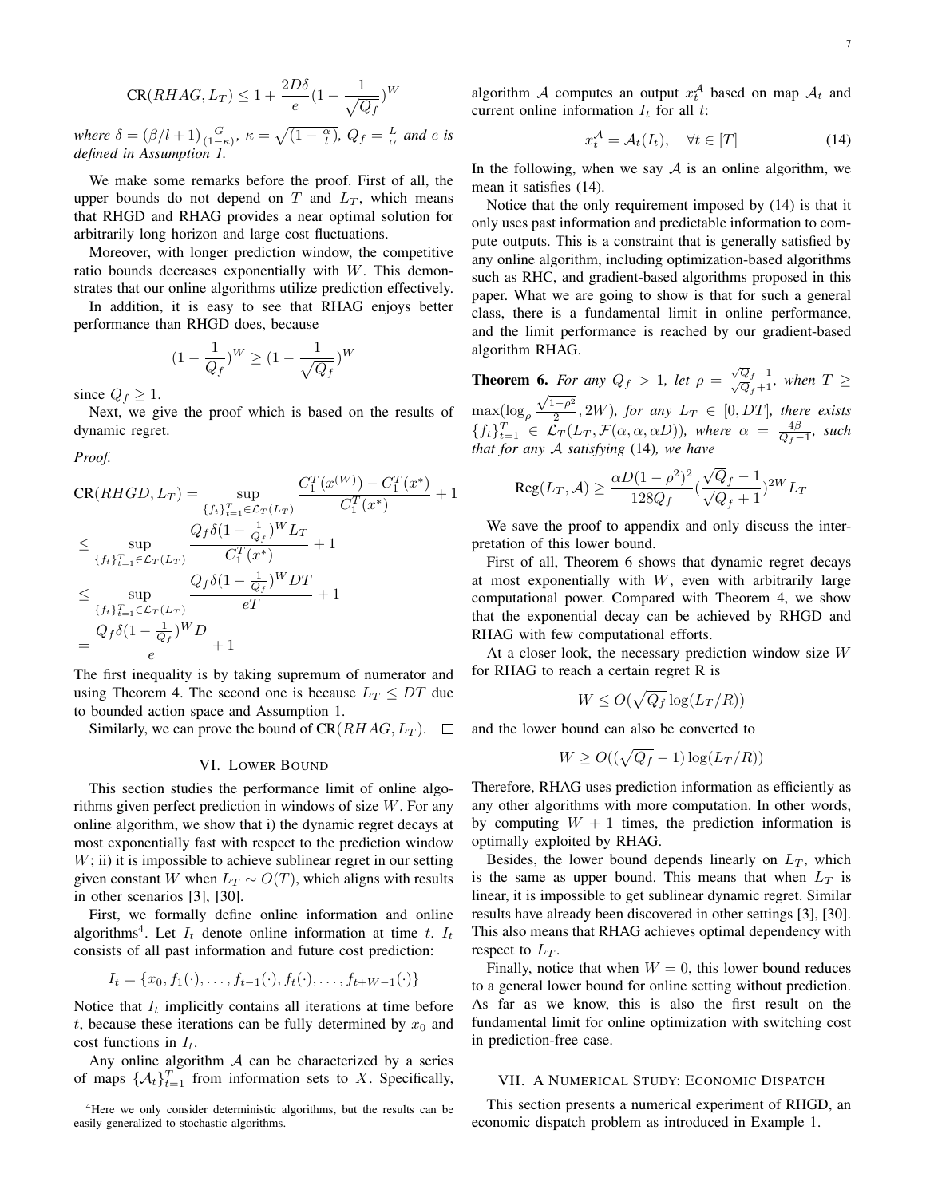$$\text{CR}(RHAG, L_T) \leq 1 + \frac{2D\delta}{e}(1 - \frac{1}{\sqrt{Q_f}})^W$$

*where* $\delta = (\beta/l + 1)\frac{G}{(1-\kappa)}$*,* $\kappa = \sqrt{(1 - \frac{\alpha}{l})}$*,* $Q_f = \frac{L}{\alpha}$ *and* $e$ *is defined in Assumption 1.*

We make some remarks before the proof. First of all, the upper bounds do not depend on $T$ and $L_T$, which means that RHGD and RHAG provides a near optimal solution for arbitrarily long horizon and large cost fluctuations.

Moreover, with longer prediction window, the competitive ratio bounds decreases exponentially with $W$. This demonstrates that our online algorithms utilize prediction effectively.

In addition, it is easy to see that RHAG enjoys better performance than RHGD does, because

$$(1 - \frac{1}{Q_f})^W \geq (1 - \frac{1}{\sqrt{Q_f}})^W$$

since $Q_f \geq 1$.

Next, we give the proof which is based on the results of dynamic regret.

*Proof.*

$$\begin{aligned}
\text{CR}(RHGD, L_T) &= \sup_{\{f_t\}_{t=1}^T \in \mathcal{L}_T(L_T)} \frac{C_1^T(x^{(W)}) - C_1^T(x^*)}{C_1^T(x^*)} + 1 \\
&\leq \sup_{\{f_t\}_{t=1}^T \in \mathcal{L}_T(L_T)} \frac{Q_f \delta (1 - \frac{1}{Q_f})^W L_T}{C_1^T(x^*)} + 1 \\
&\leq \sup_{\{f_t\}_{t=1}^T \in \mathcal{L}_T(L_T)} \frac{Q_f \delta (1 - \frac{1}{Q_f})^W DT}{eT} + 1 \\
&= \frac{Q_f \delta (1 - \frac{1}{Q_f})^W D}{e} + 1
\end{aligned}$$

The first inequality is by taking supremum of numerator and using Theorem 4. The second one is because $L_T \leq DT$ due to bounded action space and Assumption 1.

Similarly, we can prove the bound of $\text{CR}(RHAG, L_T)$. ◻

## VI. Lower Bound

This section studies the performance limit of online algorithms given perfect prediction in windows of size $W$. For any online algorithm, we show that i) the dynamic regret decays at most exponentially fast with respect to the prediction window $W$; ii) it is impossible to achieve sublinear regret in our setting given constant $W$ when $L_T \sim O(T)$, which aligns with results in other scenarios [3], [30].

First, we formally define online information and online algorithms[4]. Let $I_t$ denote online information at time $t$. $I_t$ consists of all past information and future cost prediction:

$$I_t = \{x_0, f_1(\cdot), \ldots, f_{t-1}(\cdot), f_t(\cdot), \ldots, f_{t+W-1}(\cdot)\}$$

Notice that $I_t$ implicitly contains all iterations at time before $t$, because these iterations can be fully determined by $x_0$ and cost functions in $I_t$.

Any online algorithm $\mathcal{A}$ can be characterized by a series of maps $\{\mathcal{A}_t\}_{t=1}^T$ from information sets to $X$. Specifically, algorithm $\mathcal{A}$ computes an output $x_t^{\mathcal{A}}$ based on map $\mathcal{A}_t$ and current online information $I_t$ for all $t$:

$$x_t^{\mathcal{A}} = \mathcal{A}_t(I_t), \quad \forall t \in [T] \tag{14}$$

In the following, when we say $\mathcal{A}$ is an online algorithm, we mean it satisfies (14).

Notice that the only requirement imposed by (14) is that it only uses past information and predictable information to compute outputs. This is a constraint that is generally satisfied by any online algorithm, including optimization-based algorithms such as RHC, and gradient-based algorithms proposed in this paper. What we are going to show is that for such a general class, there is a fundamental limit in online performance, and the limit performance is reached by our gradient-based algorithm RHAG.

**Theorem 6.** *For any* $Q_f > 1$*, let* $\rho = \frac{\sqrt{Q_f}-1}{\sqrt{Q_f}+1}$*, when* $T \geq \max(\log_\rho \frac{\sqrt{1-\rho^2}}{2}, 2W)$*, for any* $L_T \in [0, DT]$*, there exists* $\{f_t\}_{t=1}^T \in \mathcal{L}_T(L_T, \mathcal{F}(\alpha, \alpha, \alpha D))$*, where* $\alpha = \frac{4\beta}{Q_f - 1}$*, such that for any* $\mathcal{A}$ *satisfying* (14)*, we have*

$$\text{Reg}(L_T, \mathcal{A}) \geq \frac{\alpha D (1-\rho^2)^2}{128 Q_f}(\frac{\sqrt{Q_f}-1}{\sqrt{Q_f}+1})^{2W} L_T$$

We save the proof to appendix and only discuss the interpretation of this lower bound.

First of all, Theorem 6 shows that dynamic regret decays at most exponentially with $W$, even with arbitrarily large computational power. Compared with Theorem 4, we show that the exponential decay can be achieved by RHGD and RHAG with few computational efforts.

At a closer look, the necessary prediction window size $W$ for RHAG to reach a certain regret R is

$$W \leq O(\sqrt{Q_f}\log(L_T/R))$$

and the lower bound can also be converted to

$$W \geq O((\sqrt{Q_f} - 1)\log(L_T/R))$$

Therefore, RHAG uses prediction information as efficiently as any other algorithms with more computation. In other words, by computing $W + 1$ times, the prediction information is optimally exploited by RHAG.

Besides, the lower bound depends linearly on $L_T$, which is the same as upper bound. This means that when $L_T$ is linear, it is impossible to get sublinear dynamic regret. Similar results have already been discovered in other settings [3], [30]. This also means that RHAG achieves optimal dependency with respect to $L_T$.

Finally, notice that when $W = 0$, this lower bound reduces to a general lower bound for online setting without prediction. As far as we know, this is also the first result on the fundamental limit for online optimization with switching cost in prediction-free case.

## VII. A Numerical Study: Economic Dispatch

This section presents a numerical experiment of RHGD, an economic dispatch problem as introduced in Example 1.

[4]Here we only consider deterministic algorithms, but the results can be easily generalized to stochastic algorithms.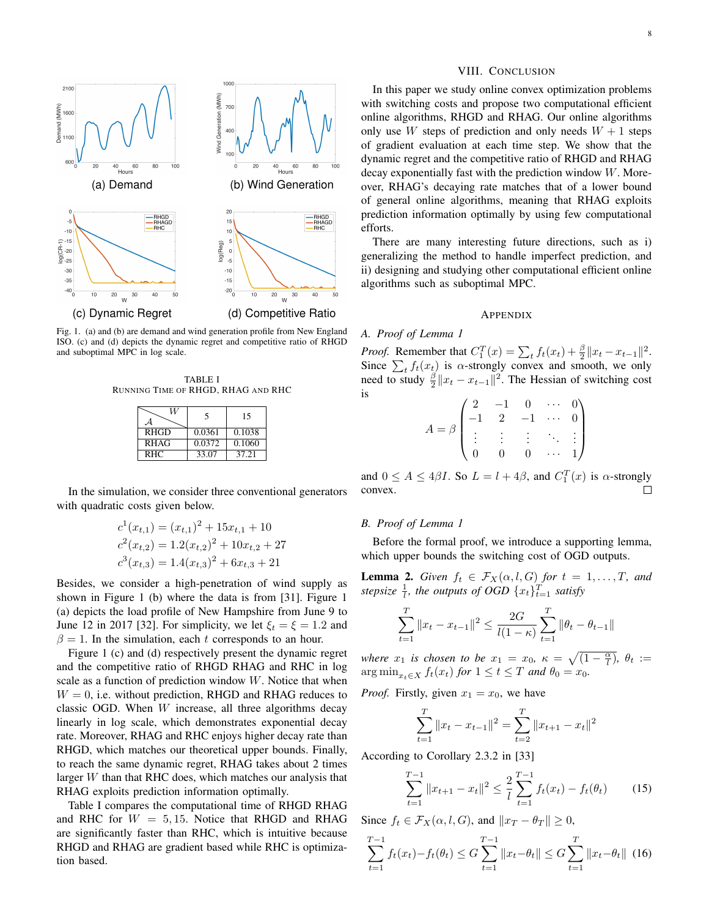Fig. 1. (a) and (b) are demand and wind generation profile from New England ISO. (c) and (d) depicts the dynamic regret and competitive ratio of RHGD and suboptimal MPC in log scale.

TABLE I
RUNNING TIME OF RHGD, RHAG AND RHC

| $\mathcal{A}$ \ $W$ | 5 | 15 |
|---|---|---|
| RHGD | 0.0361 | 0.1038 |
| RHAG | 0.0372 | 0.1060 |
| RHC | 33.07 | 37.21 |

In the simulation, we consider three conventional generators with quadratic costs given below.

$$c^1(x_{t,1}) = (x_{t,1})^2 + 15x_{t,1} + 10$$
$$c^2(x_{t,2}) = 1.2(x_{t,2})^2 + 10x_{t,2} + 27$$
$$c^3(x_{t,3}) = 1.4(x_{t,3})^2 + 6x_{t,3} + 21$$

Besides, we consider a high-penetration of wind supply as shown in Figure 1 (b) where the data is from [31]. Figure 1 (a) depicts the load profile of New Hampshire from June 9 to June 12 in 2017 [32]. For simplicity, we let $\xi_t = \xi = 1.2$ and $\beta = 1$. In the simulation, each $t$ corresponds to an hour.

Figure 1 (c) and (d) respectively present the dynamic regret and the competitive ratio of RHGD RHAG and RHC in log scale as a function of prediction window $W$. Notice that when $W = 0$, i.e. without prediction, RHGD and RHAG reduces to classic OGD. When $W$ increase, all three algorithms decay linearly in log scale, which demonstrates exponential decay rate. Moreover, RHAG and RHC enjoys higher decay rate than RHGD, which matches our theoretical upper bounds. Finally, to reach the same dynamic regret, RHAG takes about 2 times larger $W$ than RHC does, which matches our analysis that RHAG exploits prediction information optimally.

Table I compares the computational time of RHGD RHAG and RHC for $W = 5, 15$. Notice that RHGD and RHAG are significantly faster than RHC, which is intuitive because RHGD and RHAG are gradient based while RHC is optimization based.

# VIII. CONCLUSION

In this paper we study online convex optimization problems with switching costs and propose two computational efficient online algorithms, RHGD and RHAG. Our online algorithms only use $W$ steps of prediction and only needs $W + 1$ steps of gradient evaluation at each time step. We show that the dynamic regret and the competitive ratio of RHGD and RHAG decay exponentially fast with the prediction window $W$. Moreover, RHAG's decaying rate matches that of a lower bound of general online algorithms, meaning that RHAG exploits prediction information optimally by using few computational efforts.

There are many interesting future directions, such as i) generalizing the method to handle imperfect prediction, and ii) designing and studying other computational efficient online algorithms such as suboptimal MPC.

# APPENDIX

## A. Proof of Lemma 1

*Proof.* Remember that $C_1^T(x) = \sum_t f_t(x_t) + \frac{\beta}{2}\|x_t - x_{t-1}\|^2$. Since $\sum_t f_t(x_t)$ is $\alpha$-strongly convex and smooth, we only need to study $\frac{\beta}{2}\|x_t - x_{t-1}\|^2$. The Hessian of switching cost is

$$A = \beta \begin{pmatrix} 2 & -1 & 0 & \cdots & 0 \\ -1 & 2 & -1 & \cdots & 0 \\ \vdots & \vdots & \vdots & \ddots & \vdots \\ 0 & 0 & 0 & \cdots & 1 \end{pmatrix}$$

and $0 \le A \le 4\beta I$. So $L = l + 4\beta$, and $C_1^T(x)$ is $\alpha$-strongly convex. □

## B. Proof of Lemma 1

Before the formal proof, we introduce a supporting lemma, which upper bounds the switching cost of OGD outputs.

**Lemma 2.** *Given $f_t \in \mathcal{F}_X(\alpha, l, G)$ for $t = 1, \ldots, T$, and stepsize $\frac{1}{l}$, the outputs of OGD $\{x_t\}_{t=1}^T$ satisfy*

$$\sum_{t=1}^T \|x_t - x_{t-1}\|^2 \le \frac{2G}{l(1-\kappa)} \sum_{t=1}^T \|\theta_t - \theta_{t-1}\|$$

*where $x_1$ is chosen to be $x_1 = x_0$, $\kappa = \sqrt{(1 - \frac{\alpha}{l})}$, $\theta_t := \arg\min_{x_t \in X} f_t(x_t)$ for $1 \le t \le T$ and $\theta_0 = x_0$.*

*Proof.* Firstly, given $x_1 = x_0$, we have

$$\sum_{t=1}^T \|x_t - x_{t-1}\|^2 = \sum_{t=2}^T \|x_{t+1} - x_t\|^2$$

According to Corollary 2.3.2 in [33]

$$\sum_{t=1}^{T-1} \|x_{t+1} - x_t\|^2 \le \frac{2}{l} \sum_{t=1}^{T-1} f_t(x_t) - f_t(\theta_t) \tag{15}$$

Since $f_t \in \mathcal{F}_X(\alpha, l, G)$, and $\|x_T - \theta_T\| \ge 0$,

$$\sum_{t=1}^{T-1} f_t(x_t) - f_t(\theta_t) \le G \sum_{t=1}^{T-1} \|x_t - \theta_t\| \le G \sum_{t=1}^{T} \|x_t - \theta_t\| \tag{16}$$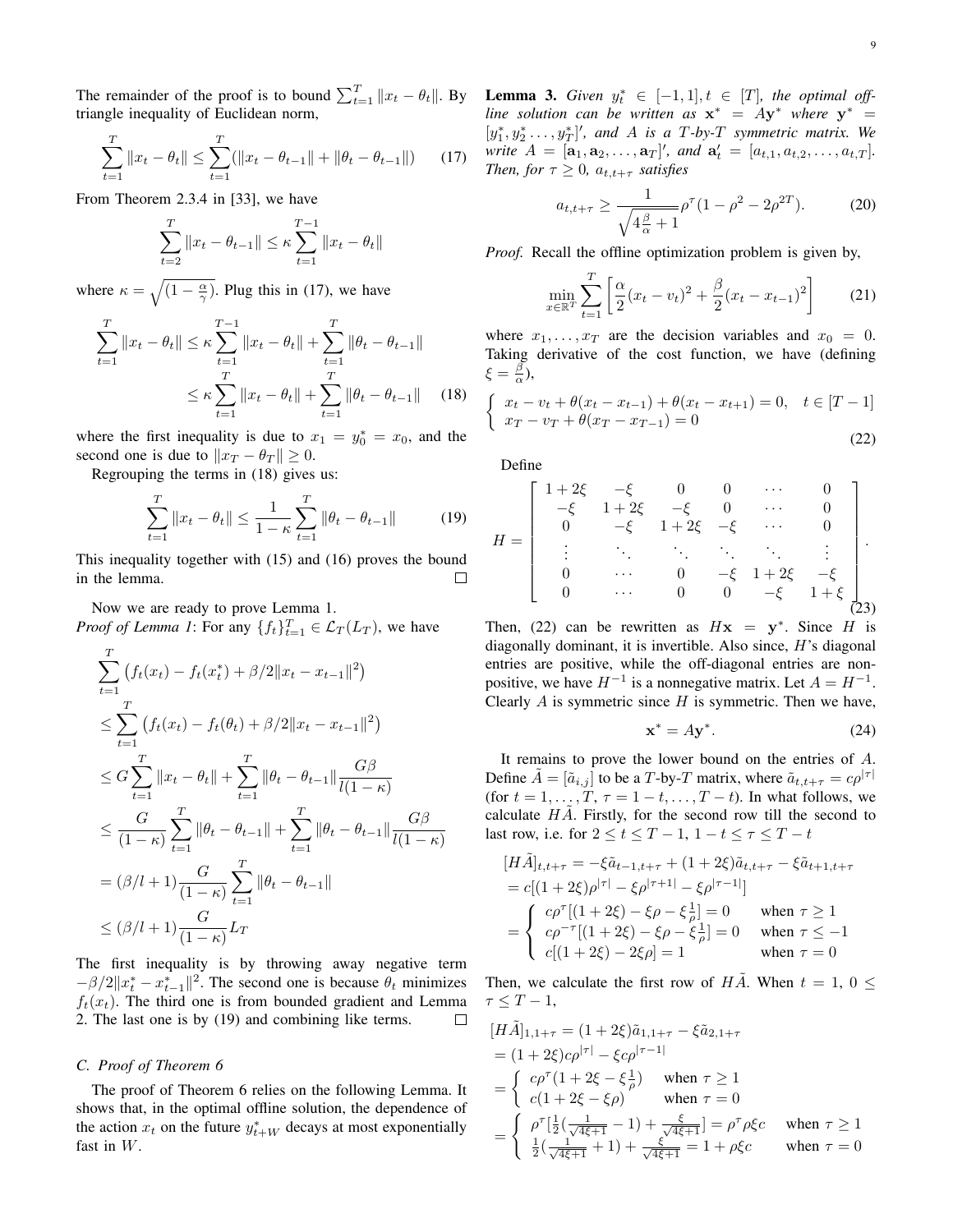The remainder of the proof is to bound $\sum_{t=1}^T \|x_t - \theta_t\|$. By triangle inequality of Euclidean norm,

$$\sum_{t=1}^T \|x_t - \theta_t\| \le \sum_{t=1}^T (\|x_t - \theta_{t-1}\| + \|\theta_t - \theta_{t-1}\|) \tag{17}$$

From Theorem 2.3.4 in [33], we have

$$\sum_{t=2}^T \|x_t - \theta_{t-1}\| \le \kappa \sum_{t=1}^{T-1} \|x_t - \theta_t\|$$

where $\kappa = \sqrt{(1 - \frac{\alpha}{\gamma})}$. Plug this in (17), we have

$$\begin{aligned}\sum_{t=1}^T \|x_t - \theta_t\| &\le \kappa \sum_{t=1}^{T-1} \|x_t - \theta_t\| + \sum_{t=1}^T \|\theta_t - \theta_{t-1}\| \\ &\le \kappa \sum_{t=1}^{T} \|x_t - \theta_t\| + \sum_{t=1}^T \|\theta_t - \theta_{t-1}\| \end{aligned} \tag{18}$$

where the first inequality is due to $x_1 = y_0^* = x_0$, and the second one is due to $\|x_T - \theta_T\| \ge 0$.

Regrouping the terms in (18) gives us:

$$\sum_{t=1}^T \|x_t - \theta_t\| \le \frac{1}{1-\kappa} \sum_{t=1}^T \|\theta_t - \theta_{t-1}\| \tag{19}$$

This inequality together with (15) and (16) proves the bound in the lemma. $\square$

Now we are ready to prove Lemma 1.

*Proof of Lemma 1*: For any $\{f_t\}_{t=1}^T \in \mathcal{L}_T(L_T)$, we have

$$\begin{aligned}
&\sum_{t=1}^T \left(f_t(x_t) - f_t(x_t^*) + \beta/2\|x_t - x_{t-1}\|^2\right) \\
&\le \sum_{t=1}^T \left(f_t(x_t) - f_t(\theta_t) + \beta/2\|x_t - x_{t-1}\|^2\right) \\
&\le G\sum_{t=1}^T \|x_t - \theta_t\| + \sum_{t=1}^T \|\theta_t - \theta_{t-1}\| \frac{G\beta}{l(1-\kappa)} \\
&\le \frac{G}{(1-\kappa)} \sum_{t=1}^T \|\theta_t - \theta_{t-1}\| + \sum_{t=1}^T \|\theta_t - \theta_{t-1}\| \frac{G\beta}{l(1-\kappa)} \\
&= (\beta/l + 1)\frac{G}{(1-\kappa)} \sum_{t=1}^T \|\theta_t - \theta_{t-1}\| \\
&\le (\beta/l + 1)\frac{G}{(1-\kappa)} L_T
\end{aligned}$$

The first inequality is by throwing away negative term $-\beta/2\|x_t^* - x_{t-1}^*\|^2$. The second one is because $\theta_t$ minimizes $f_t(x_t)$. The third one is from bounded gradient and Lemma 2. The last one is by (19) and combining like terms. $\square$

### C. Proof of Theorem 6

The proof of Theorem 6 relies on the following Lemma. It shows that, in the optimal offline solution, the dependence of the action $x_t$ on the future $y_{t+W}^*$ decays at most exponentially fast in $W$.

**Lemma 3.** *Given $y_t^* \in [-1, 1], t \in [T]$, the optimal offline solution can be written as $\mathbf{x}^* = A\mathbf{y}^*$ where $\mathbf{y}^* = [y_1^*, y_2^* \dots, y_T^*]'$, and $A$ is a $T$-by-$T$ symmetric matrix. We write $A = [\mathbf{a}_1, \mathbf{a}_2, \dots, \mathbf{a}_T]'$, and $\mathbf{a}_t' = [a_{t,1}, a_{t,2}, \dots, a_{t,T}]$. Then, for $\tau \ge 0$, $a_{t,t+\tau}$ satisfies*

$$a_{t,t+\tau} \ge \frac{1}{\sqrt{4\frac{\beta}{\alpha} + 1}} \rho^\tau (1 - \rho^2 - 2\rho^{2T}). \tag{20}$$

*Proof.* Recall the offline optimization problem is given by,

$$\min_{x \in \mathbb{R}^T} \sum_{t=1}^T \left[\frac{\alpha}{2}(x_t - v_t)^2 + \frac{\beta}{2}(x_t - x_{t-1})^2\right] \tag{21}$$

where $x_1, \dots, x_T$ are the decision variables and $x_0 = 0$. Taking derivative of the cost function, we have (defining $\xi = \frac{\beta}{\alpha}$),

$$\begin{cases} x_t - v_t + \theta(x_t - x_{t-1}) + \theta(x_t - x_{t+1}) = 0, & t \in [T-1] \\ x_T - v_T + \theta(x_T - x_{T-1}) = 0 \end{cases} \tag{22}$$

Define

$$H = \begin{bmatrix} 1+2\xi & -\xi & 0 & 0 & \cdots & 0 \\ -\xi & 1+2\xi & -\xi & 0 & \cdots & 0 \\ 0 & -\xi & 1+2\xi & -\xi & \cdots & 0 \\ \vdots & \ddots & \ddots & \ddots & \ddots & \vdots \\ 0 & \cdots & 0 & -\xi & 1+2\xi & -\xi \\ 0 & \cdots & 0 & 0 & -\xi & 1+\xi \end{bmatrix}. \tag{23}$$

Then, (22) can be rewritten as $H\mathbf{x} = \mathbf{y}^*$. Since $H$ is diagonally dominant, it is invertible. Also since, $H$'s diagonal entries are positive, while the off-diagonal entries are nonpositive, we have $H^{-1}$ is a nonnegative matrix. Let $A = H^{-1}$. Clearly $A$ is symmetric since $H$ is symmetric. Then we have,

$$\mathbf{x}^* = A\mathbf{y}^*. \tag{24}$$

It remains to prove the lower bound on the entries of $A$. Define $\tilde{A} = [\tilde{a}_{i,j}]$ to be a $T$-by-$T$ matrix, where $\tilde{a}_{t,t+\tau} = c\rho^{|\tau|}$ (for $t = 1, \dots, T$, $\tau = 1-t, \dots, T-t$). In what follows, we calculate $H\tilde{A}$. Firstly, for the second row till the second to last row, i.e. for $2 \le t \le T-1$, $1 - t \le \tau \le T - t$

$$\begin{aligned}
[H\tilde{A}]_{t,t+\tau} &= -\xi\tilde{a}_{t-1,t+\tau} + (1+2\xi)\tilde{a}_{t,t+\tau} - \xi\tilde{a}_{t+1,t+\tau} \\
&= c[(1+2\xi)\rho^{|\tau|} - \xi\rho^{|\tau+1|} - \xi\rho^{|\tau-1|}] \\
&= \begin{cases} c\rho^\tau[(1+2\xi) - \xi\rho - \xi\frac{1}{\rho}] = 0 & \text{when } \tau \ge 1 \\ c\rho^{-\tau}[(1+2\xi) - \xi\rho - \xi\frac{1}{\rho}] = 0 & \text{when } \tau \le -1 \\ c[(1+2\xi) - 2\xi\rho] = 1 & \text{when } \tau = 0 \end{cases}
\end{aligned}$$

Then, we calculate the first row of $H\tilde{A}$. When $t = 1$, $0 \le \tau \le T-1$,

$$\begin{aligned}
[H\tilde{A}]_{1,1+\tau} &= (1+2\xi)\tilde{a}_{1,1+\tau} - \xi\tilde{a}_{2,1+\tau} \\
&= (1+2\xi)c\rho^{|\tau|} - \xi c\rho^{|\tau-1|} \\
&= \begin{cases} c\rho^\tau(1+2\xi - \xi\frac{1}{\rho}) & \text{when } \tau \ge 1 \\ c(1+2\xi - \xi\rho) & \text{when } \tau = 0 \end{cases} \\
&= \begin{cases} \rho^\tau[\frac{1}{2}(\frac{1}{\sqrt{4\xi+1}} - 1) + \frac{\xi}{\sqrt{4\xi+1}}] = \rho^\tau\rho\xi c & \text{when } \tau \ge 1 \\ \frac{1}{2}(\frac{1}{\sqrt{4\xi+1}} + 1) + \frac{\xi}{\sqrt{4\xi+1}} = 1 + \rho\xi c & \text{when } \tau = 0 \end{cases}
\end{aligned}$$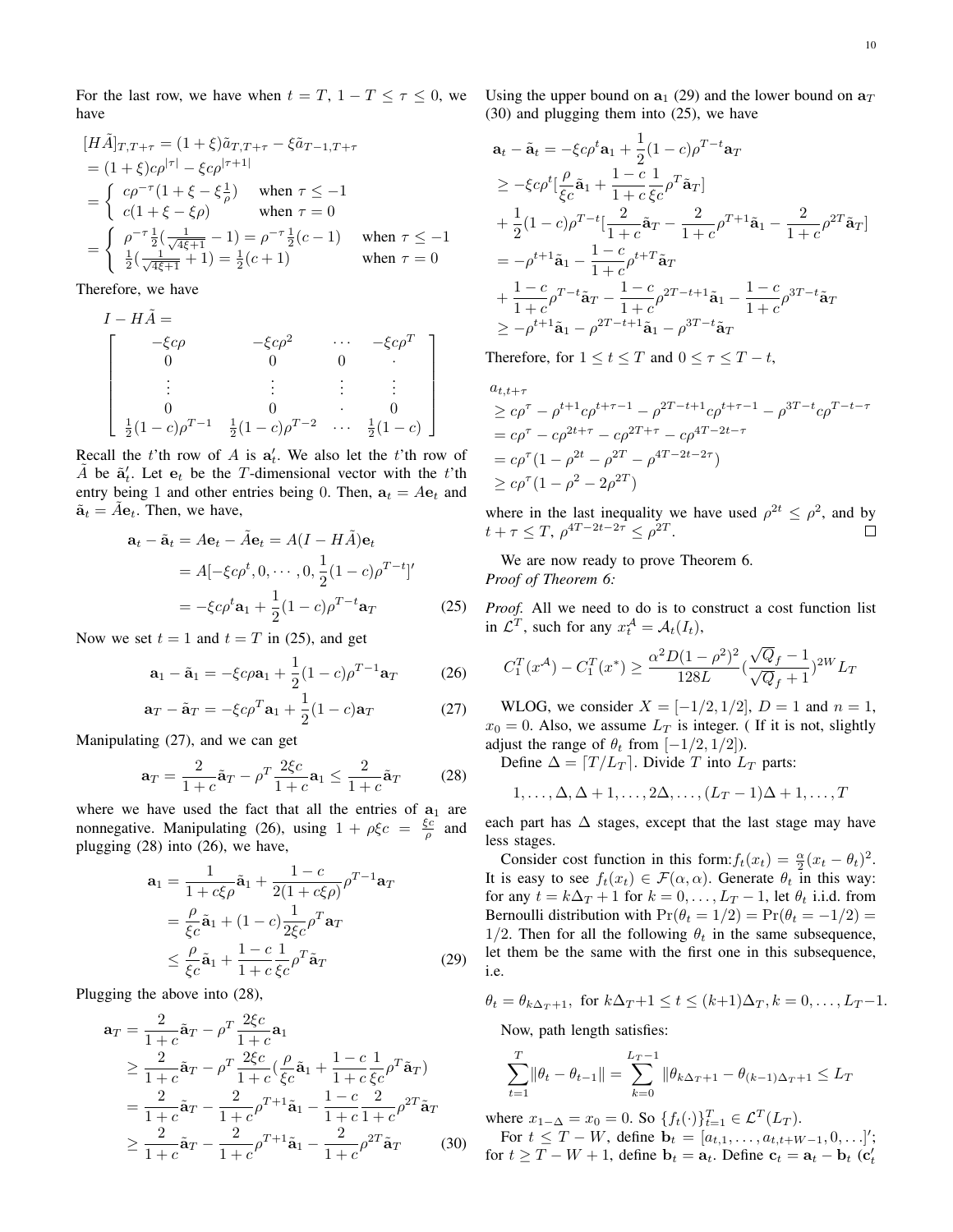For the last row, we have when $t = T$, $1 - T \leq \tau \leq 0$, we have

$$
\begin{aligned}
[H\tilde{A}]_{T,T+\tau} &= (1+\xi)\tilde{a}_{T,T+\tau} - \xi\tilde{a}_{T-1,T+\tau} \\
&= (1+\xi)c\rho^{|\tau|} - \xi c\rho^{|\tau+1|} \\
&= \begin{cases} c\rho^{-\tau}(1+\xi-\xi\frac{1}{\rho}) & \text{when } \tau \leq -1 \\ c(1+\xi-\xi\rho) & \text{when } \tau = 0 \end{cases} \\
&= \begin{cases} \rho^{-\tau}\frac{1}{2}(\frac{1}{\sqrt{4\xi+1}}-1) = \rho^{-\tau}\frac{1}{2}(c-1) & \text{when } \tau \leq -1 \\ \frac{1}{2}(\frac{1}{\sqrt{4\xi+1}}+1) = \frac{1}{2}(c+1) & \text{when } \tau = 0 \end{cases}
\end{aligned}
$$

Therefore, we have

$$
I - H\tilde{A} = \begin{bmatrix} -\xi c\rho & -\xi c\rho^2 & \cdots & -\xi c\rho^T \\ 0 & 0 & 0 & \cdot \\ \vdots & \vdots & \vdots & \vdots \\ 0 & 0 & \cdot & 0 \\ \frac{1}{2}(1-c)\rho^{T-1} & \frac{1}{2}(1-c)\rho^{T-2} & \cdots & \frac{1}{2}(1-c) \end{bmatrix}
$$

Recall the $t$'th row of $A$ is $\mathbf{a}_t'$. We also let the $t$'th row of $\tilde{A}$ be $\tilde{\mathbf{a}}_t'$. Let $\mathbf{e}_t$ be the $T$-dimensional vector with the $t$'th entry being 1 and other entries being 0. Then, $\mathbf{a}_t = A\mathbf{e}_t$ and $\tilde{\mathbf{a}}_t = \tilde{A}\mathbf{e}_t$. Then, we have,

$$
\begin{aligned}
\mathbf{a}_t - \tilde{\mathbf{a}}_t &= A\mathbf{e}_t - \tilde{A}\mathbf{e}_t = A(I - H\tilde{A})\mathbf{e}_t \\
&= A[-\xi c\rho^t, 0, \cdots, 0, \frac{1}{2}(1-c)\rho^{T-t}]' \\
&= -\xi c\rho^t\mathbf{a}_1 + \frac{1}{2}(1-c)\rho^{T-t}\mathbf{a}_T \qquad (25)
\end{aligned}
$$

Now we set $t = 1$ and $t = T$ in (25), and get

$$
\mathbf{a}_1 - \tilde{\mathbf{a}}_1 = -\xi c\rho\mathbf{a}_1 + \frac{1}{2}(1-c)\rho^{T-1}\mathbf{a}_T \qquad (26)
$$

$$
\mathbf{a}_T - \tilde{\mathbf{a}}_T = -\xi c\rho^T\mathbf{a}_1 + \frac{1}{2}(1-c)\mathbf{a}_T \qquad (27)
$$

Manipulating (27), and we can get

$$
\mathbf{a}_T = \frac{2}{1+c}\tilde{\mathbf{a}}_T - \rho^T\frac{2\xi c}{1+c}\mathbf{a}_1 \leq \frac{2}{1+c}\tilde{\mathbf{a}}_T \qquad (28)
$$

where we have used the fact that all the entries of $\mathbf{a}_1$ are nonnegative. Manipulating (26), using $1 + \rho\xi c = \frac{\xi c}{\rho}$ and plugging (28) into (26), we have,

$$
\begin{aligned}
\mathbf{a}_1 &= \frac{1}{1+c\xi\rho}\tilde{\mathbf{a}}_1 + \frac{1-c}{2(1+c\xi\rho)}\rho^{T-1}\mathbf{a}_T \\
&= \frac{\rho}{\xi c}\tilde{\mathbf{a}}_1 + (1-c)\frac{1}{2\xi c}\rho^T\mathbf{a}_T \\
&\leq \frac{\rho}{\xi c}\tilde{\mathbf{a}}_1 + \frac{1-c}{1+c}\frac{1}{\xi c}\rho^T\tilde{\mathbf{a}}_T \qquad (29)
\end{aligned}
$$

Plugging the above into (28),

$$
\begin{aligned}
\mathbf{a}_T &= \frac{2}{1+c}\tilde{\mathbf{a}}_T - \rho^T\frac{2\xi c}{1+c}\mathbf{a}_1 \\
&\geq \frac{2}{1+c}\tilde{\mathbf{a}}_T - \rho^T\frac{2\xi c}{1+c}(\frac{\rho}{\xi c}\tilde{\mathbf{a}}_1 + \frac{1-c}{1+c}\frac{1}{\xi c}\rho^T\tilde{\mathbf{a}}_T) \\
&= \frac{2}{1+c}\tilde{\mathbf{a}}_T - \frac{2}{1+c}\rho^{T+1}\tilde{\mathbf{a}}_1 - \frac{1-c}{1+c}\frac{2}{1+c}\rho^{2T}\tilde{\mathbf{a}}_T \\
&\geq \frac{2}{1+c}\tilde{\mathbf{a}}_T - \frac{2}{1+c}\rho^{T+1}\tilde{\mathbf{a}}_1 - \frac{2}{1+c}\rho^{2T}\tilde{\mathbf{a}}_T \qquad (30)
\end{aligned}
$$

Using the upper bound on $\mathbf{a}_1$ (29) and the lower bound on $\mathbf{a}_T$ (30) and plugging them into (25), we have

$$
\begin{aligned}
\mathbf{a}_t - \tilde{\mathbf{a}}_t &= -\xi c\rho^t\mathbf{a}_1 + \frac{1}{2}(1-c)\rho^{T-t}\mathbf{a}_T \\
&\geq -\xi c\rho^t[\frac{\rho}{\xi c}\tilde{\mathbf{a}}_1 + \frac{1-c}{1+c}\frac{1}{\xi c}\rho^T\tilde{\mathbf{a}}_T] \\
&\quad + \frac{1}{2}(1-c)\rho^{T-t}[\frac{2}{1+c}\tilde{\mathbf{a}}_T - \frac{2}{1+c}\rho^{T+1}\tilde{\mathbf{a}}_1 - \frac{2}{1+c}\rho^{2T}\tilde{\mathbf{a}}_T] \\
&= -\rho^{t+1}\tilde{\mathbf{a}}_1 - \frac{1-c}{1+c}\rho^{t+T}\tilde{\mathbf{a}}_T \\
&\quad + \frac{1-c}{1+c}\rho^{T-t}\tilde{\mathbf{a}}_T - \frac{1-c}{1+c}\rho^{2T-t+1}\tilde{\mathbf{a}}_1 - \frac{1-c}{1+c}\rho^{3T-t}\tilde{\mathbf{a}}_T \\
&\geq -\rho^{t+1}\tilde{\mathbf{a}}_1 - \rho^{2T-t+1}\tilde{\mathbf{a}}_1 - \rho^{3T-t}\tilde{\mathbf{a}}_T
\end{aligned}
$$

Therefore, for $1 \leq t \leq T$ and $0 \leq \tau \leq T - t$,

$$
\begin{aligned}
&a_{t,t+\tau} \\
&\geq c\rho^\tau - \rho^{t+1}c\rho^{t+\tau-1} - \rho^{2T-t+1}c\rho^{t+\tau-1} - \rho^{3T-t}c\rho^{T-t-\tau} \\
&= c\rho^\tau - c\rho^{2t+\tau} - c\rho^{2T+\tau} - c\rho^{4T-2t-\tau} \\
&= c\rho^\tau(1 - \rho^{2t} - \rho^{2T} - \rho^{4T-2t-2\tau}) \\
&\geq c\rho^\tau(1 - \rho^2 - 2\rho^{2T})
\end{aligned}
$$

where in the last inequality we have used $\rho^{2t} \leq \rho^2$, and by $t + \tau \leq T$, $\rho^{4T-2t-2\tau} \leq \rho^{2T}$. □

We are now ready to prove Theorem 6.

*Proof of Theorem 6:*

*Proof.* All we need to do is to construct a cost function list in $\mathcal{L}^T$, such for any $x_t^{\mathcal{A}} = \mathcal{A}_t(I_t)$,

$$
C_1^T(x^{\mathcal{A}}) - C_1^T(x^*) \geq \frac{\alpha^2 D(1-\rho^2)^2}{128L}(\frac{\sqrt{Q}_f - 1}{\sqrt{Q}_f + 1})^{2W} L_T
$$

WLOG, we consider $X = [-1/2, 1/2]$, $D = 1$ and $n = 1$, $x_0 = 0$. Also, we assume $L_T$ is integer. ( If it is not, slightly adjust the range of $\theta_t$ from $[-1/2, 1/2]$).

Define $\Delta = \lceil T/L_T \rceil$. Divide $T$ into $L_T$ parts:

$$
1, \ldots, \Delta, \Delta+1, \ldots, 2\Delta, \ldots, (L_T - 1)\Delta + 1, \ldots, T
$$

each part has $\Delta$ stages, except that the last stage may have less stages.

Consider cost function in this form: $f_t(x_t) = \frac{\alpha}{2}(x_t - \theta_t)^2$. It is easy to see $f_t(x_t) \in \mathcal{F}(\alpha, \alpha)$. Generate $\theta_t$ in this way: for any $t = k\Delta_T + 1$ for $k = 0, \ldots, L_T - 1$, let $\theta_t$ i.i.d. from Bernoulli distribution with $\Pr(\theta_t = 1/2) = \Pr(\theta_t = -1/2) = 1/2$. Then for all the following $\theta_t$ in the same subsequence, let them be the same with the first one in this subsequence, i.e.

$$
\theta_t = \theta_{k\Delta_T+1}, \text{ for } k\Delta_T + 1 \leq t \leq (k+1)\Delta_T, k = 0, \ldots, L_T - 1.
$$

Now, path length satisfies:

$$
\sum_{t=1}^T \|\theta_t - \theta_{t-1}\| = \sum_{k=0}^{L_T-1} \|\theta_{k\Delta_T+1} - \theta_{(k-1)\Delta_T+1}\| \leq L_T
$$

where $x_{1-\Delta} = x_0 = 0$. So $\{f_t(\cdot)\}_{t=1}^T \in \mathcal{L}^T(L_T)$.

For $t \leq T - W$, define $\mathbf{b}_t = [a_{t,1}, \ldots, a_{t,t+W-1}, 0, \ldots]'$; for $t \geq T - W + 1$, define $\mathbf{b}_t = \mathbf{a}_t$. Define $\mathbf{c}_t = \mathbf{a}_t - \mathbf{b}_t$ ($\mathbf{c}_t'$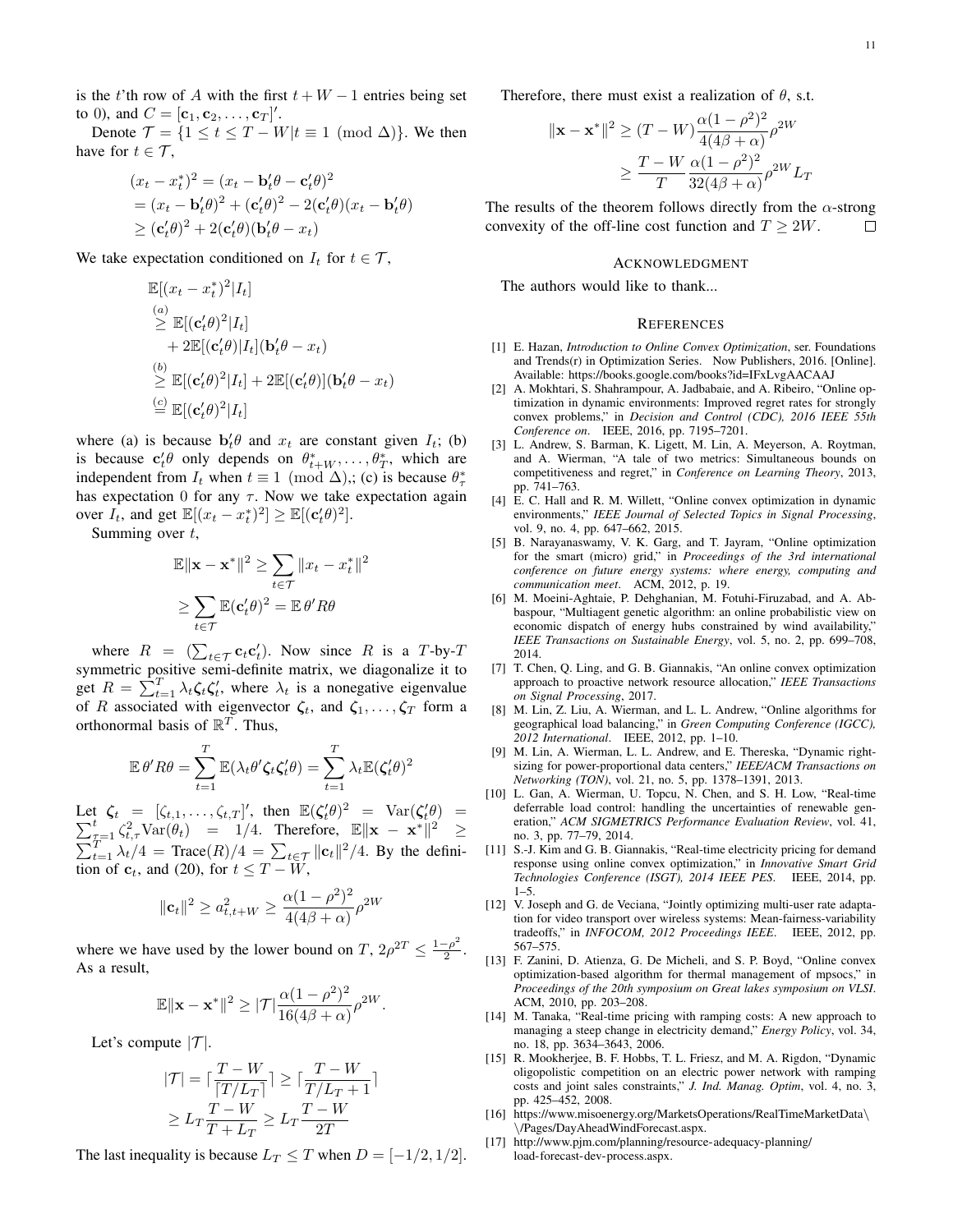is the $t$'th row of $A$ with the first $t+W-1$ entries being set to 0), and $C = [\mathbf{c}_1, \mathbf{c}_2, \dots, \mathbf{c}_T]'$.

Denote $\mathcal{T} = \{1 \le t \le T-W | t \equiv 1 \pmod{\Delta}\}$. We then have for $t \in \mathcal{T}$,

$$
\begin{aligned}
&(x_t - x_t^*)^2 = (x_t - \mathbf{b}_t'\theta - \mathbf{c}_t'\theta)^2 \\
&= (x_t - \mathbf{b}_t'\theta)^2 + (\mathbf{c}_t'\theta)^2 - 2(\mathbf{c}_t'\theta)(x_t - \mathbf{b}_t'\theta) \\
&\ge (\mathbf{c}_t'\theta)^2 + 2(\mathbf{c}_t'\theta)(\mathbf{b}_t'\theta - x_t)
\end{aligned}
$$

We take expectation conditioned on $I_t$ for $t \in \mathcal{T}$,

$$
\begin{aligned}
&\mathbb{E}[(x_t - x_t^*)^2 | I_t] \\
&\overset{(a)}{\ge} \mathbb{E}[(\mathbf{c}_t'\theta)^2 | I_t] \\
&\quad + 2\mathbb{E}[(\mathbf{c}_t'\theta) | I_t](\mathbf{b}_t'\theta - x_t) \\
&\overset{(b)}{\ge} \mathbb{E}[(\mathbf{c}_t'\theta)^2 | I_t] + 2\mathbb{E}[(\mathbf{c}_t'\theta)](\mathbf{b}_t'\theta - x_t) \\
&\overset{(c)}{=} \mathbb{E}[(\mathbf{c}_t'\theta)^2 | I_t]
\end{aligned}
$$

where (a) is because $\mathbf{b}_t'\theta$ and $x_t$ are constant given $I_t$; (b) is because $\mathbf{c}_t'\theta$ only depends on $\theta_{t+W}^*, \dots, \theta_T^*$, which are independent from $I_t$ when $t \equiv 1 \pmod{\Delta}$,; (c) is because $\theta_\tau^*$ has expectation 0 for any $\tau$. Now we take expectation again over $I_t$, and get $\mathbb{E}[(x_t - x_t^*)^2] \ge \mathbb{E}[(\mathbf{c}_t'\theta)^2]$.

Summing over $t$,

$$
\begin{aligned}
\mathbb{E}\|\mathbf{x} - \mathbf{x}^*\|^2 &\ge \sum_{t \in \mathcal{T}} \|x_t - x_t^*\|^2 \\
&\ge \sum_{t \in \mathcal{T}} \mathbb{E}(\mathbf{c}_t'\theta)^2 = \mathbb{E}\,\theta' R \theta
\end{aligned}
$$

where $R = (\sum_{t \in \mathcal{T}} \mathbf{c}_t \mathbf{c}_t')$. Now since $R$ is a $T$-by-$T$ symmetric positive semi-definite matrix, we diagonalize it to get $R = \sum_{t=1}^T \lambda_t \boldsymbol{\zeta}_t \boldsymbol{\zeta}_t'$, where $\lambda_t$ is a nonegative eigenvalue of $R$ associated with eigenvector $\boldsymbol{\zeta}_t$, and $\boldsymbol{\zeta}_1, \dots, \boldsymbol{\zeta}_T$ form a orthonormal basis of $\mathbb{R}^T$. Thus,

$$
\mathbb{E}\,\theta' R \theta = \sum_{t=1}^T \mathbb{E}(\lambda_t \theta' \boldsymbol{\zeta}_t \boldsymbol{\zeta}_t' \theta) = \sum_{t=1}^T \lambda_t \mathbb{E}(\boldsymbol{\zeta}_t'\theta)^2
$$

Let $\boldsymbol{\zeta}_t = [\zeta_{t,1}, \dots, \zeta_{t,T}]'$, then $\mathbb{E}(\boldsymbol{\zeta}_t'\theta)^2 = \mathrm{Var}(\boldsymbol{\zeta}_t'\theta) = \sum_{\tau=1}^t \zeta_{t,\tau}^2 \mathrm{Var}(\theta_t) = 1/4$. Therefore, $\mathbb{E}\|\mathbf{x} - \mathbf{x}^*\|^2 \ge \sum_{t=1}^T \lambda_t/4 = \mathrm{Trace}(R)/4 = \sum_{t \in \mathcal{T}} \|\mathbf{c}_t\|^2/4$. By the definition of $\mathbf{c}_t$, and (20), for $t \le T - W$,

$$
\|\mathbf{c}_t\|^2 \ge a_{t,t+W}^2 \ge \frac{\alpha(1-\rho^2)^2}{4(4\beta+\alpha)} \rho^{2W}
$$

where we have used by the lower bound on $T$, $2\rho^{2T} \le \frac{1-\rho^2}{2}$. As a result,

$$
\mathbb{E}\|\mathbf{x} - \mathbf{x}^*\|^2 \ge |\mathcal{T}| \frac{\alpha(1-\rho^2)^2}{16(4\beta+\alpha)} \rho^{2W}.
$$

Let's compute $|\mathcal{T}|$.

$$
\begin{aligned}
|\mathcal{T}| &= \lceil \frac{T-W}{\lceil T/L_T \rceil} \rceil \ge \lceil \frac{T-W}{T/L_T + 1} \rceil \\
&\ge L_T \frac{T-W}{T+L_T} \ge L_T \frac{T-W}{2T}
\end{aligned}
$$

The last inequality is because $L_T \le T$ when $D = [-1/2, 1/2]$.

Therefore, there must exist a realization of $\theta$, s.t.

$$
\begin{aligned}
\|\mathbf{x} - \mathbf{x}^*\|^2 &\ge (T-W) \frac{\alpha(1-\rho^2)^2}{4(4\beta+\alpha)} \rho^{2W} \\
&\ge \frac{T-W}{T} \frac{\alpha(1-\rho^2)^2}{32(4\beta+\alpha)} \rho^{2W} L_T
\end{aligned}
$$

The results of the theorem follows directly from the $\alpha$-strong convexity of the off-line cost function and $T \ge 2W$. □

## Acknowledgment

The authors would like to thank...

## References

[1] E. Hazan, *Introduction to Online Convex Optimization*, ser. Foundations and Trends(r) in Optimization Series. Now Publishers, 2016. [Online]. Available: https://books.google.com/books?id=IFxLvgAACAAJ

[2] A. Mokhtari, S. Shahrampour, A. Jadbabaie, and A. Ribeiro, "Online optimization in dynamic environments: Improved regret rates for strongly convex problems," in *Decision and Control (CDC), 2016 IEEE 55th Conference on*. IEEE, 2016, pp. 7195–7201.

[3] L. Andrew, S. Barman, K. Ligett, M. Lin, A. Meyerson, A. Roytman, and A. Wierman, "A tale of two metrics: Simultaneous bounds on competitiveness and regret," in *Conference on Learning Theory*, 2013, pp. 741–763.

[4] E. C. Hall and R. M. Willett, "Online convex optimization in dynamic environments," *IEEE Journal of Selected Topics in Signal Processing*, vol. 9, no. 4, pp. 647–662, 2015.

[5] B. Narayanaswamy, V. K. Garg, and T. Jayram, "Online optimization for the smart (micro) grid," in *Proceedings of the 3rd international conference on future energy systems: where energy, computing and communication meet*. ACM, 2012, p. 19.

[6] M. Moeini-Aghtaie, P. Dehghanian, M. Fotuhi-Firuzabad, and A. Abbaspour, "Multiagent genetic algorithm: an online probabilistic view on economic dispatch of energy hubs constrained by wind availability," *IEEE Transactions on Sustainable Energy*, vol. 5, no. 2, pp. 699–708, 2014.

[7] T. Chen, Q. Ling, and G. B. Giannakis, "An online convex optimization approach to proactive network resource allocation," *IEEE Transactions on Signal Processing*, 2017.

[8] M. Lin, Z. Liu, A. Wierman, and L. L. Andrew, "Online algorithms for geographical load balancing," in *Green Computing Conference (IGCC), 2012 International*. IEEE, 2012, pp. 1–10.

[9] M. Lin, A. Wierman, L. L. Andrew, and E. Thereska, "Dynamic right-sizing for power-proportional data centers," *IEEE/ACM Transactions on Networking (TON)*, vol. 21, no. 5, pp. 1378–1391, 2013.

[10] L. Gan, A. Wierman, U. Topcu, N. Chen, and S. H. Low, "Real-time deferrable load control: handling the uncertainties of renewable generation," *ACM SIGMETRICS Performance Evaluation Review*, vol. 41, no. 3, pp. 77–79, 2014.

[11] S.-J. Kim and G. B. Giannakis, "Real-time electricity pricing for demand response using online convex optimization," in *Innovative Smart Grid Technologies Conference (ISGT), 2014 IEEE PES*. IEEE, 2014, pp. 1–5.

[12] V. Joseph and G. de Veciana, "Jointly optimizing multi-user rate adaptation for video transport over wireless systems: Mean-fairness-variability tradeoffs," in *INFOCOM, 2012 Proceedings IEEE*. IEEE, 2012, pp. 567–575.

[13] F. Zanini, D. Atienza, G. De Micheli, and S. P. Boyd, "Online convex optimization-based algorithm for thermal management of mpsocs," in *Proceedings of the 20th symposium on Great lakes symposium on VLSI*. ACM, 2010, pp. 203–208.

[14] M. Tanaka, "Real-time pricing with ramping costs: A new approach to managing a steep change in electricity demand," *Energy Policy*, vol. 34, no. 18, pp. 3634–3643, 2006.

[15] R. Mookherjee, B. F. Hobbs, T. L. Friesz, and M. A. Rigdon, "Dynamic oligopolistic competition on an electric power network with ramping costs and joint sales constraints," *J. Ind. Manag. Optim*, vol. 4, no. 3, pp. 425–452, 2008.

[16] https://www.misoenergy.org/MarketsOperations/RealTimeMarketData\\/Pages/DayAheadWindForecast.aspx.

[17] http://www.pjm.com/planning/resource-adequacy-planning/load-forecast-dev-process.aspx.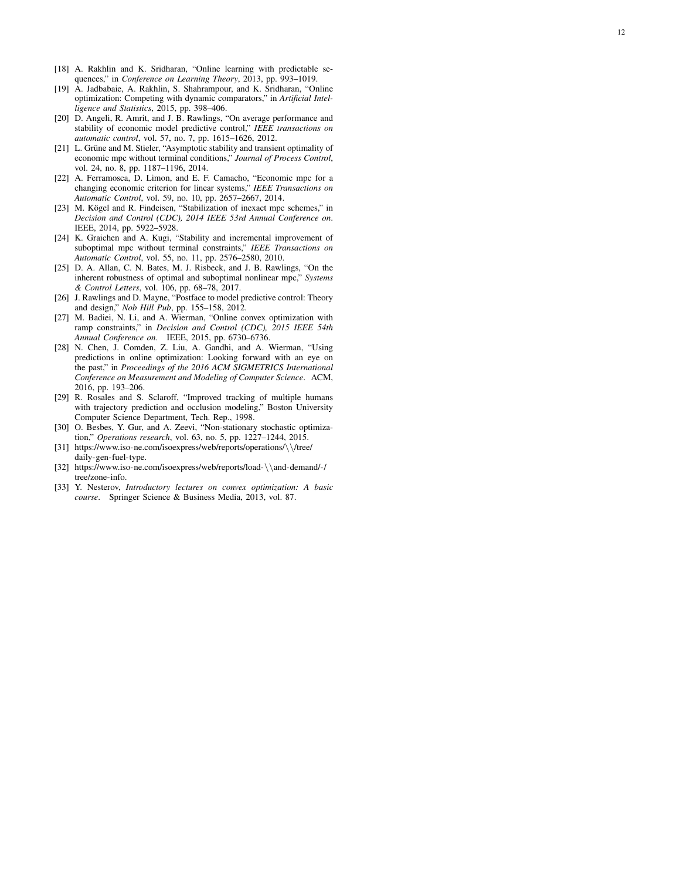[18] A. Rakhlin and K. Sridharan, "Online learning with predictable sequences," in *Conference on Learning Theory*, 2013, pp. 993–1019.

[19] A. Jadbabaie, A. Rakhlin, S. Shahrampour, and K. Sridharan, "Online optimization: Competing with dynamic comparators," in *Artificial Intelligence and Statistics*, 2015, pp. 398–406.

[20] D. Angeli, R. Amrit, and J. B. Rawlings, "On average performance and stability of economic model predictive control," *IEEE transactions on automatic control*, vol. 57, no. 7, pp. 1615–1626, 2012.

[21] L. Grüne and M. Stieler, "Asymptotic stability and transient optimality of economic mpc without terminal conditions," *Journal of Process Control*, vol. 24, no. 8, pp. 1187–1196, 2014.

[22] A. Ferramosca, D. Limon, and E. F. Camacho, "Economic mpc for a changing economic criterion for linear systems," *IEEE Transactions on Automatic Control*, vol. 59, no. 10, pp. 2657–2667, 2014.

[23] M. Kögel and R. Findeisen, "Stabilization of inexact mpc schemes," in *Decision and Control (CDC), 2014 IEEE 53rd Annual Conference on*. IEEE, 2014, pp. 5922–5928.

[24] K. Graichen and A. Kugi, "Stability and incremental improvement of suboptimal mpc without terminal constraints," *IEEE Transactions on Automatic Control*, vol. 55, no. 11, pp. 2576–2580, 2010.

[25] D. A. Allan, C. N. Bates, M. J. Risbeck, and J. B. Rawlings, "On the inherent robustness of optimal and suboptimal nonlinear mpc," *Systems & Control Letters*, vol. 106, pp. 68–78, 2017.

[26] J. Rawlings and D. Mayne, "Postface to model predictive control: Theory and design," *Nob Hill Pub*, pp. 155–158, 2012.

[27] M. Badiei, N. Li, and A. Wierman, "Online convex optimization with ramp constraints," in *Decision and Control (CDC), 2015 IEEE 54th Annual Conference on*. IEEE, 2015, pp. 6730–6736.

[28] N. Chen, J. Comden, Z. Liu, A. Gandhi, and A. Wierman, "Using predictions in online optimization: Looking forward with an eye on the past," in *Proceedings of the 2016 ACM SIGMETRICS International Conference on Measurement and Modeling of Computer Science*. ACM, 2016, pp. 193–206.

[29] R. Rosales and S. Sclaroff, "Improved tracking of multiple humans with trajectory prediction and occlusion modeling," Boston University Computer Science Department, Tech. Rep., 1998.

[30] O. Besbes, Y. Gur, and A. Zeevi, "Non-stationary stochastic optimization," *Operations research*, vol. 63, no. 5, pp. 1227–1244, 2015.

[31] https://www.iso-ne.com/isoexpress/web/reports/operations/\\/tree/daily-gen-fuel-type.

[32] https://www.iso-ne.com/isoexpress/web/reports/load-\\and-demand/-/tree/zone-info.

[33] Y. Nesterov, *Introductory lectures on convex optimization: A basic course*. Springer Science & Business Media, 2013, vol. 87.